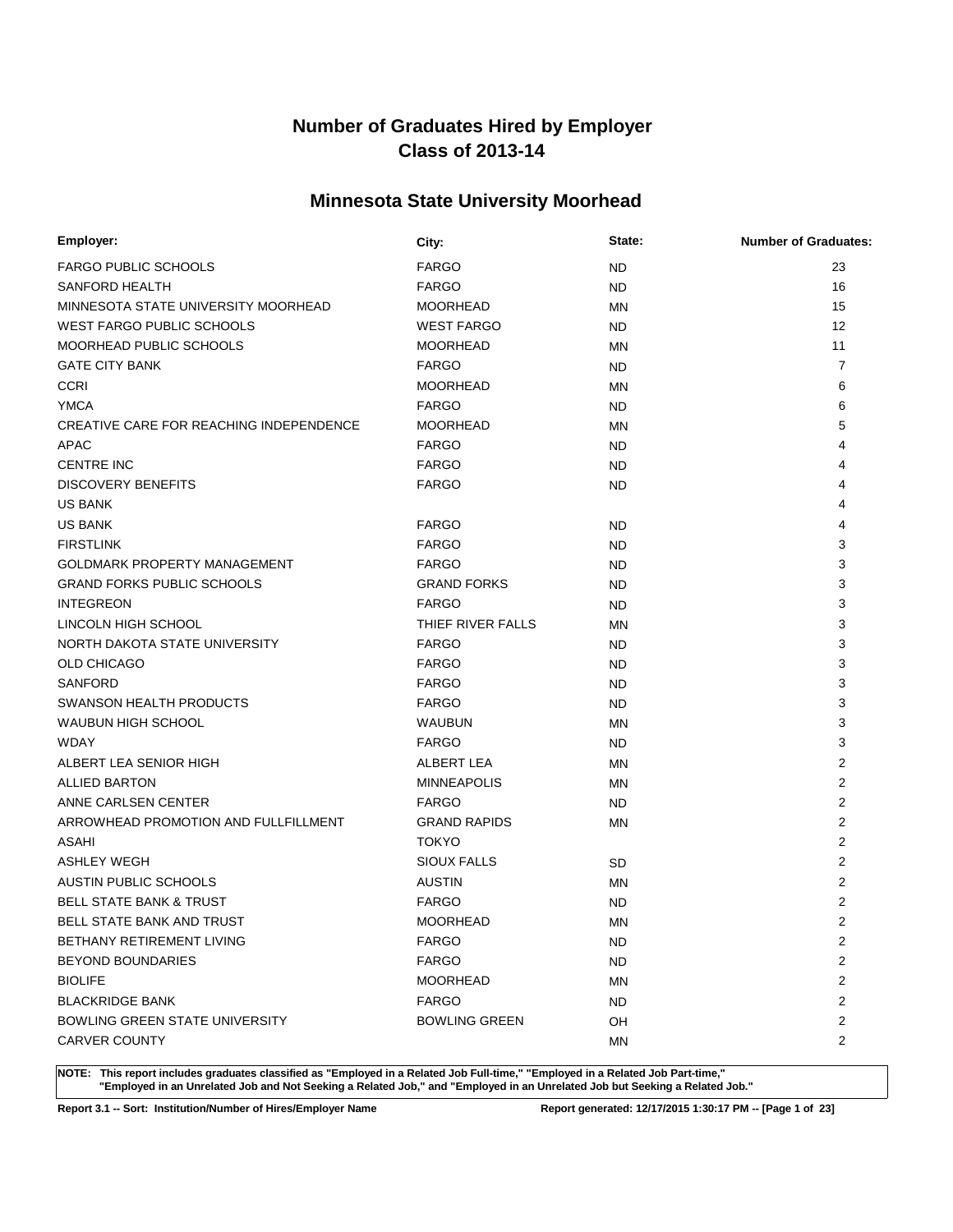# Number of Graduates Hired by Employer
# Class of 2013-14

## Minnesota State University Moorhead

| Employer: | City: | State: | Number of Graduates: |
|---|---|---|---|
| FARGO PUBLIC SCHOOLS | FARGO | ND | 23 |
| SANFORD HEALTH | FARGO | ND | 16 |
| MINNESOTA STATE UNIVERSITY MOORHEAD | MOORHEAD | MN | 15 |
| WEST FARGO PUBLIC SCHOOLS | WEST FARGO | ND | 12 |
| MOORHEAD PUBLIC SCHOOLS | MOORHEAD | MN | 11 |
| GATE CITY BANK | FARGO | ND | 7 |
| CCRI | MOORHEAD | MN | 6 |
| YMCA | FARGO | ND | 6 |
| CREATIVE CARE FOR REACHING INDEPENDENCE | MOORHEAD | MN | 5 |
| APAC | FARGO | ND | 4 |
| CENTRE INC | FARGO | ND | 4 |
| DISCOVERY BENEFITS | FARGO | ND | 4 |
| US BANK | | | 4 |
| US BANK | FARGO | ND | 4 |
| FIRSTLINK | FARGO | ND | 3 |
| GOLDMARK PROPERTY MANAGEMENT | FARGO | ND | 3 |
| GRAND FORKS PUBLIC SCHOOLS | GRAND FORKS | ND | 3 |
| INTEGREON | FARGO | ND | 3 |
| LINCOLN HIGH SCHOOL | THIEF RIVER FALLS | MN | 3 |
| NORTH DAKOTA STATE UNIVERSITY | FARGO | ND | 3 |
| OLD CHICAGO | FARGO | ND | 3 |
| SANFORD | FARGO | ND | 3 |
| SWANSON HEALTH PRODUCTS | FARGO | ND | 3 |
| WAUBUN HIGH SCHOOL | WAUBUN | MN | 3 |
| WDAY | FARGO | ND | 3 |
| ALBERT LEA SENIOR HIGH | ALBERT LEA | MN | 2 |
| ALLIED BARTON | MINNEAPOLIS | MN | 2 |
| ANNE CARLSEN CENTER | FARGO | ND | 2 |
| ARROWHEAD PROMOTION AND FULLFILLMENT | GRAND RAPIDS | MN | 2 |
| ASAHI | TOKYO | | 2 |
| ASHLEY WEGH | SIOUX FALLS | SD | 2 |
| AUSTIN PUBLIC SCHOOLS | AUSTIN | MN | 2 |
| BELL STATE BANK & TRUST | FARGO | ND | 2 |
| BELL STATE BANK AND TRUST | MOORHEAD | MN | 2 |
| BETHANY RETIREMENT LIVING | FARGO | ND | 2 |
| BEYOND BOUNDARIES | FARGO | ND | 2 |
| BIOLIFE | MOORHEAD | MN | 2 |
| BLACKRIDGE BANK | FARGO | ND | 2 |
| BOWLING GREEN STATE UNIVERSITY | BOWLING GREEN | OH | 2 |
| CARVER COUNTY | | MN | 2 |

**NOTE: This report includes graduates classified as "Employed in a Related Job Full-time," "Employed in a Related Job Part-time," "Employed in an Unrelated Job and Not Seeking a Related Job," and "Employed in an Unrelated Job but Seeking a Related Job."**

**Report 3.1 -- Sort: Institution/Number of Hires/Employer Name** **Report generated: 12/17/2015 1:30:17 PM**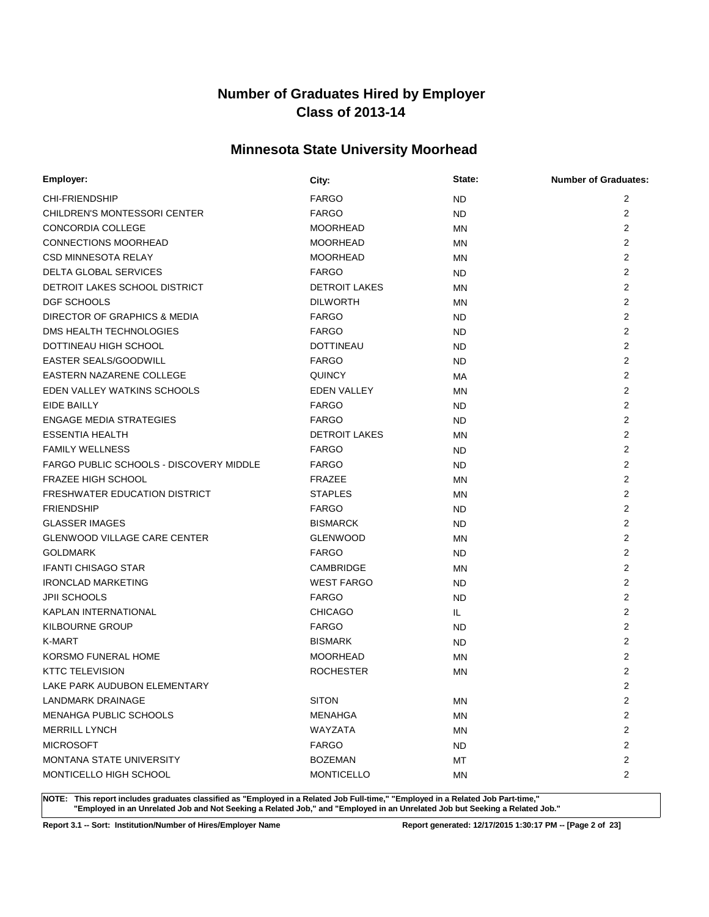# Number of Graduates Hired by Employer
# Class of 2013-14

## Minnesota State University Moorhead

| Employer: | City: | State: | Number of Graduates: |
|---|---|---|---|
| CHI-FRIENDSHIP | FARGO | ND | 2 |
| CHILDREN'S MONTESSORI CENTER | FARGO | ND | 2 |
| CONCORDIA COLLEGE | MOORHEAD | MN | 2 |
| CONNECTIONS MOORHEAD | MOORHEAD | MN | 2 |
| CSD MINNESOTA RELAY | MOORHEAD | MN | 2 |
| DELTA GLOBAL SERVICES | FARGO | ND | 2 |
| DETROIT LAKES SCHOOL DISTRICT | DETROIT LAKES | MN | 2 |
| DGF SCHOOLS | DILWORTH | MN | 2 |
| DIRECTOR OF GRAPHICS & MEDIA | FARGO | ND | 2 |
| DMS HEALTH TECHNOLOGIES | FARGO | ND | 2 |
| DOTTINEAU HIGH SCHOOL | DOTTINEAU | ND | 2 |
| EASTER SEALS/GOODWILL | FARGO | ND | 2 |
| EASTERN NAZARENE COLLEGE | QUINCY | MA | 2 |
| EDEN VALLEY WATKINS SCHOOLS | EDEN VALLEY | MN | 2 |
| EIDE BAILLY | FARGO | ND | 2 |
| ENGAGE MEDIA STRATEGIES | FARGO | ND | 2 |
| ESSENTIA HEALTH | DETROIT LAKES | MN | 2 |
| FAMILY WELLNESS | FARGO | ND | 2 |
| FARGO PUBLIC SCHOOLS - DISCOVERY MIDDLE | FARGO | ND | 2 |
| FRAZEE HIGH SCHOOL | FRAZEE | MN | 2 |
| FRESHWATER EDUCATION DISTRICT | STAPLES | MN | 2 |
| FRIENDSHIP | FARGO | ND | 2 |
| GLASSER IMAGES | BISMARCK | ND | 2 |
| GLENWOOD VILLAGE CARE CENTER | GLENWOOD | MN | 2 |
| GOLDMARK | FARGO | ND | 2 |
| IFANTI CHISAGO STAR | CAMBRIDGE | MN | 2 |
| IRONCLAD MARKETING | WEST FARGO | ND | 2 |
| JPII SCHOOLS | FARGO | ND | 2 |
| KAPLAN INTERNATIONAL | CHICAGO | IL | 2 |
| KILBOURNE GROUP | FARGO | ND | 2 |
| K-MART | BISMARK | ND | 2 |
| KORSMO FUNERAL HOME | MOORHEAD | MN | 2 |
| KTTC TELEVISION | ROCHESTER | MN | 2 |
| LAKE PARK AUDUBON ELEMENTARY | | | 2 |
| LANDMARK DRAINAGE | SITON | MN | 2 |
| MENAHGA PUBLIC SCHOOLS | MENAHGA | MN | 2 |
| MERRILL LYNCH | WAYZATA | MN | 2 |
| MICROSOFT | FARGO | ND | 2 |
| MONTANA STATE UNIVERSITY | BOZEMAN | MT | 2 |
| MONTICELLO HIGH SCHOOL | MONTICELLO | MN | 2 |

**NOTE: This report includes graduates classified as "Employed in a Related Job Full-time," "Employed in a Related Job Part-time," "Employed in an Unrelated Job and Not Seeking a Related Job," and "Employed in an Unrelated Job but Seeking a Related Job."**

**Report 3.1 -- Sort: Institution/Number of Hires/Employer Name** **Report generated: 12/17/2015 1:30:17 PM**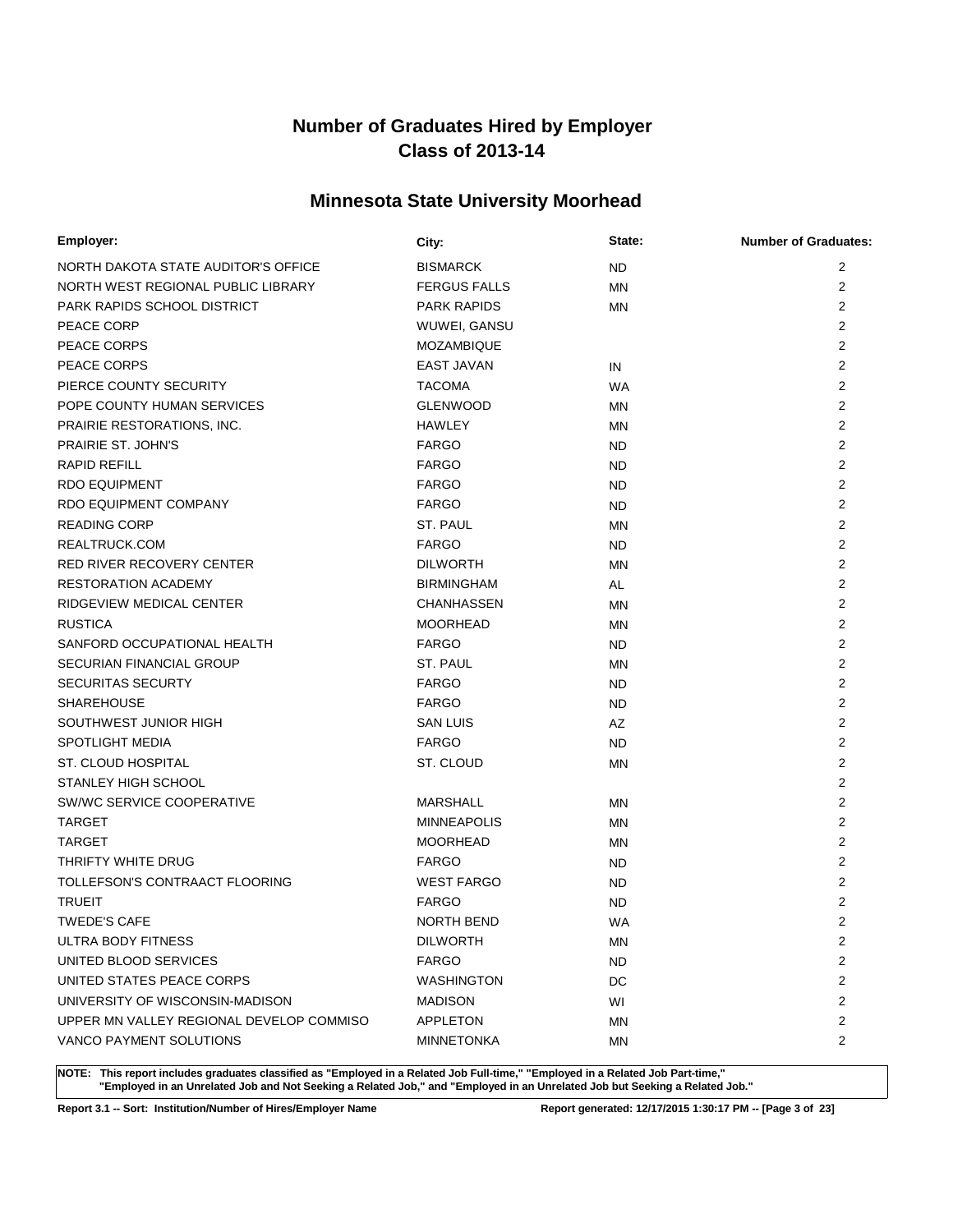# Number of Graduates Hired by Employer
# Class of 2013-14

## Minnesota State University Moorhead

| Employer: | City: | State: | Number of Graduates: |
|---|---|---|---|
| NORTH DAKOTA STATE AUDITOR'S OFFICE | BISMARCK | ND | 2 |
| NORTH WEST REGIONAL PUBLIC LIBRARY | FERGUS FALLS | MN | 2 |
| PARK RAPIDS SCHOOL DISTRICT | PARK RAPIDS | MN | 2 |
| PEACE CORP | WUWEI, GANSU | | 2 |
| PEACE CORPS | MOZAMBIQUE | | 2 |
| PEACE CORPS | EAST JAVAN | IN | 2 |
| PIERCE COUNTY SECURITY | TACOMA | WA | 2 |
| POPE COUNTY HUMAN SERVICES | GLENWOOD | MN | 2 |
| PRAIRIE RESTORATIONS, INC. | HAWLEY | MN | 2 |
| PRAIRIE ST. JOHN'S | FARGO | ND | 2 |
| RAPID REFILL | FARGO | ND | 2 |
| RDO EQUIPMENT | FARGO | ND | 2 |
| RDO EQUIPMENT COMPANY | FARGO | ND | 2 |
| READING CORP | ST. PAUL | MN | 2 |
| REALTRUCK.COM | FARGO | ND | 2 |
| RED RIVER RECOVERY CENTER | DILWORTH | MN | 2 |
| RESTORATION ACADEMY | BIRMINGHAM | AL | 2 |
| RIDGEVIEW MEDICAL CENTER | CHANHASSEN | MN | 2 |
| RUSTICA | MOORHEAD | MN | 2 |
| SANFORD OCCUPATIONAL HEALTH | FARGO | ND | 2 |
| SECURIAN FINANCIAL GROUP | ST. PAUL | MN | 2 |
| SECURITAS SECURTY | FARGO | ND | 2 |
| SHAREHOUSE | FARGO | ND | 2 |
| SOUTHWEST JUNIOR HIGH | SAN LUIS | AZ | 2 |
| SPOTLIGHT MEDIA | FARGO | ND | 2 |
| ST. CLOUD HOSPITAL | ST. CLOUD | MN | 2 |
| STANLEY HIGH SCHOOL | | | 2 |
| SW/WC SERVICE COOPERATIVE | MARSHALL | MN | 2 |
| TARGET | MINNEAPOLIS | MN | 2 |
| TARGET | MOORHEAD | MN | 2 |
| THRIFTY WHITE DRUG | FARGO | ND | 2 |
| TOLLEFSON'S CONTRAACT FLOORING | WEST FARGO | ND | 2 |
| TRUEIT | FARGO | ND | 2 |
| TWEDE'S CAFE | NORTH BEND | WA | 2 |
| ULTRA BODY FITNESS | DILWORTH | MN | 2 |
| UNITED BLOOD SERVICES | FARGO | ND | 2 |
| UNITED STATES PEACE CORPS | WASHINGTON | DC | 2 |
| UNIVERSITY OF WISCONSIN-MADISON | MADISON | WI | 2 |
| UPPER MN VALLEY REGIONAL DEVELOP COMMISO | APPLETON | MN | 2 |
| VANCO PAYMENT SOLUTIONS | MINNETONKA | MN | 2 |

**NOTE: This report includes graduates classified as "Employed in a Related Job Full-time," "Employed in a Related Job Part-time," "Employed in an Unrelated Job and Not Seeking a Related Job," and "Employed in an Unrelated Job but Seeking a Related Job."**

**Report 3.1 -- Sort: Institution/Number of Hires/Employer Name** **Report generated: 12/17/2015 1:30:17 PM**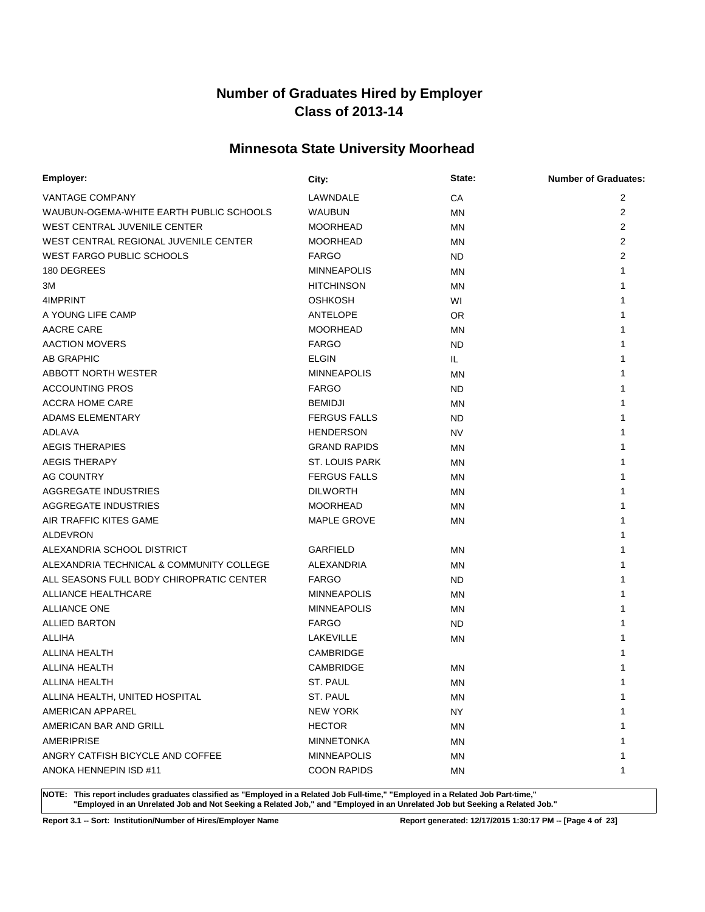# Number of Graduates Hired by Employer
# Class of 2013-14

## Minnesota State University Moorhead

| Employer: | City: | State: | Number of Graduates: |
|---|---|---|---|
| VANTAGE COMPANY | LAWNDALE | CA | 2 |
| WAUBUN-OGEMA-WHITE EARTH PUBLIC SCHOOLS | WAUBUN | MN | 2 |
| WEST CENTRAL JUVENILE CENTER | MOORHEAD | MN | 2 |
| WEST CENTRAL REGIONAL JUVENILE CENTER | MOORHEAD | MN | 2 |
| WEST FARGO PUBLIC SCHOOLS | FARGO | ND | 2 |
| 180 DEGREES | MINNEAPOLIS | MN | 1 |
| 3M | HITCHINSON | MN | 1 |
| 4IMPRINT | OSHKOSH | WI | 1 |
| A YOUNG LIFE CAMP | ANTELOPE | OR | 1 |
| AACRE CARE | MOORHEAD | MN | 1 |
| AACTION MOVERS | FARGO | ND | 1 |
| AB GRAPHIC | ELGIN | IL | 1 |
| ABBOTT NORTH WESTER | MINNEAPOLIS | MN | 1 |
| ACCOUNTING PROS | FARGO | ND | 1 |
| ACCRA HOME CARE | BEMIDJI | MN | 1 |
| ADAMS ELEMENTARY | FERGUS FALLS | ND | 1 |
| ADLAVA | HENDERSON | NV | 1 |
| AEGIS THERAPIES | GRAND RAPIDS | MN | 1 |
| AEGIS THERAPY | ST. LOUIS PARK | MN | 1 |
| AG COUNTRY | FERGUS FALLS | MN | 1 |
| AGGREGATE INDUSTRIES | DILWORTH | MN | 1 |
| AGGREGATE INDUSTRIES | MOORHEAD | MN | 1 |
| AIR TRAFFIC KITES GAME | MAPLE GROVE | MN | 1 |
| ALDEVRON | | | 1 |
| ALEXANDRIA SCHOOL DISTRICT | GARFIELD | MN | 1 |
| ALEXANDRIA TECHNICAL & COMMUNITY COLLEGE | ALEXANDRIA | MN | 1 |
| ALL SEASONS FULL BODY CHIROPRATIC CENTER | FARGO | ND | 1 |
| ALLIANCE HEALTHCARE | MINNEAPOLIS | MN | 1 |
| ALLIANCE ONE | MINNEAPOLIS | MN | 1 |
| ALLIED BARTON | FARGO | ND | 1 |
| ALLIHA | LAKEVILLE | MN | 1 |
| ALLINA HEALTH | CAMBRIDGE | | 1 |
| ALLINA HEALTH | CAMBRIDGE | MN | 1 |
| ALLINA HEALTH | ST. PAUL | MN | 1 |
| ALLINA HEALTH, UNITED HOSPITAL | ST. PAUL | MN | 1 |
| AMERICAN APPAREL | NEW YORK | NY | 1 |
| AMERICAN BAR AND GRILL | HECTOR | MN | 1 |
| AMERIPRISE | MINNETONKA | MN | 1 |
| ANGRY CATFISH BICYCLE AND COFFEE | MINNEAPOLIS | MN | 1 |
| ANOKA HENNEPIN ISD #11 | COON RAPIDS | MN | 1 |

**NOTE: This report includes graduates classified as "Employed in a Related Job Full-time," "Employed in a Related Job Part-time," "Employed in an Unrelated Job and Not Seeking a Related Job," and "Employed in an Unrelated Job but Seeking a Related Job."**

**Report 3.1 -- Sort: Institution/Number of Hires/Employer Name** **Report generated: 12/17/2015 1:30:17 PM**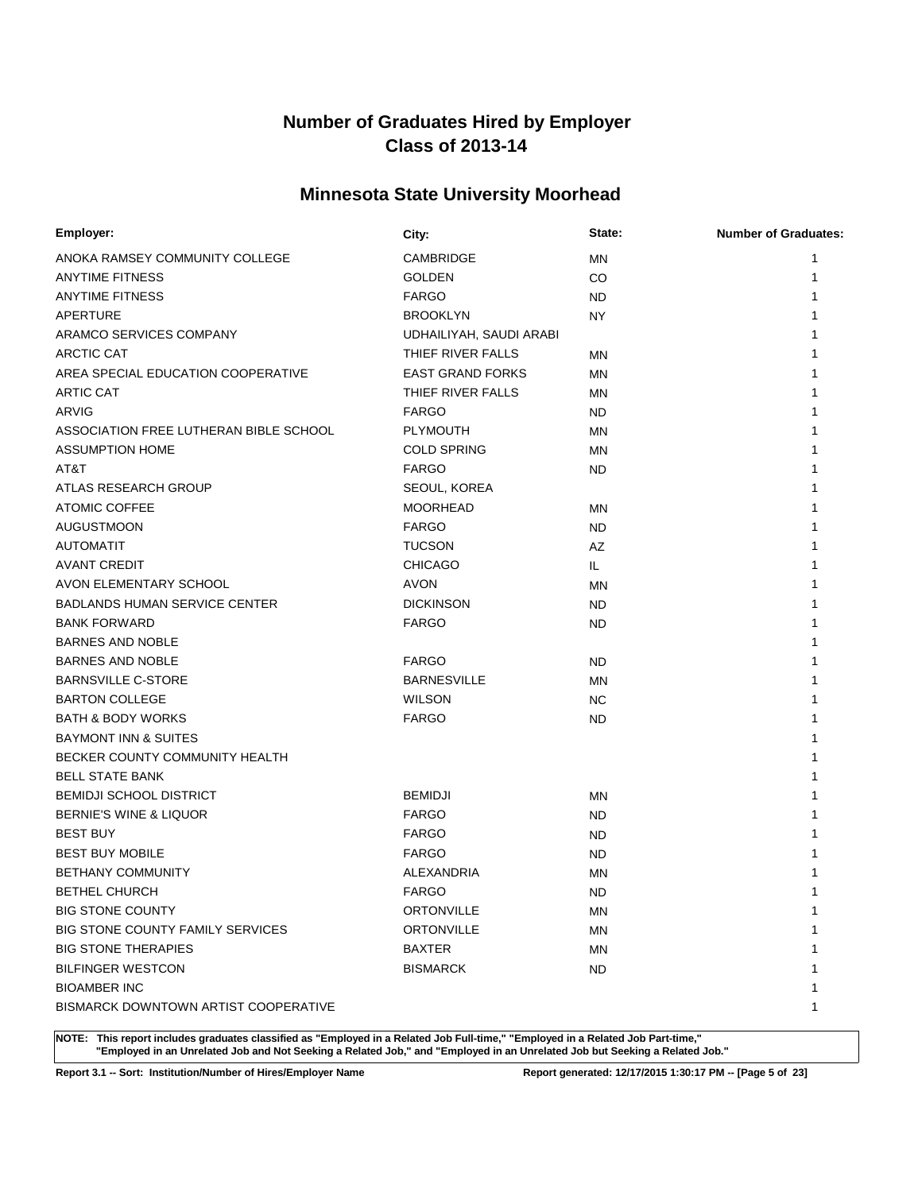# Number of Graduates Hired by Employer
# Class of 2013-14

## Minnesota State University Moorhead

| Employer: | City: | State: | Number of Graduates: |
|---|---|---|---|
| ANOKA RAMSEY COMMUNITY COLLEGE | CAMBRIDGE | MN | 1 |
| ANYTIME FITNESS | GOLDEN | CO | 1 |
| ANYTIME FITNESS | FARGO | ND | 1 |
| APERTURE | BROOKLYN | NY | 1 |
| ARAMCO SERVICES COMPANY | UDHAILIYAH, SAUDI ARABI | | 1 |
| ARCTIC CAT | THIEF RIVER FALLS | MN | 1 |
| AREA SPECIAL EDUCATION COOPERATIVE | EAST GRAND FORKS | MN | 1 |
| ARTIC CAT | THIEF RIVER FALLS | MN | 1 |
| ARVIG | FARGO | ND | 1 |
| ASSOCIATION FREE LUTHERAN BIBLE SCHOOL | PLYMOUTH | MN | 1 |
| ASSUMPTION HOME | COLD SPRING | MN | 1 |
| AT&T | FARGO | ND | 1 |
| ATLAS RESEARCH GROUP | SEOUL, KOREA | | 1 |
| ATOMIC COFFEE | MOORHEAD | MN | 1 |
| AUGUSTMOON | FARGO | ND | 1 |
| AUTOMATIT | TUCSON | AZ | 1 |
| AVANT CREDIT | CHICAGO | IL | 1 |
| AVON ELEMENTARY SCHOOL | AVON | MN | 1 |
| BADLANDS HUMAN SERVICE CENTER | DICKINSON | ND | 1 |
| BANK FORWARD | FARGO | ND | 1 |
| BARNES AND NOBLE | | | 1 |
| BARNES AND NOBLE | FARGO | ND | 1 |
| BARNSVILLE C-STORE | BARNESVILLE | MN | 1 |
| BARTON COLLEGE | WILSON | NC | 1 |
| BATH & BODY WORKS | FARGO | ND | 1 |
| BAYMONT INN & SUITES | | | 1 |
| BECKER COUNTY COMMUNITY HEALTH | | | 1 |
| BELL STATE BANK | | | 1 |
| BEMIDJI SCHOOL DISTRICT | BEMIDJI | MN | 1 |
| BERNIE'S WINE & LIQUOR | FARGO | ND | 1 |
| BEST BUY | FARGO | ND | 1 |
| BEST BUY MOBILE | FARGO | ND | 1 |
| BETHANY COMMUNITY | ALEXANDRIA | MN | 1 |
| BETHEL CHURCH | FARGO | ND | 1 |
| BIG STONE COUNTY | ORTONVILLE | MN | 1 |
| BIG STONE COUNTY FAMILY SERVICES | ORTONVILLE | MN | 1 |
| BIG STONE THERAPIES | BAXTER | MN | 1 |
| BILFINGER WESTCON | BISMARCK | ND | 1 |
| BIOAMBER INC | | | 1 |
| BISMARCK DOWNTOWN ARTIST COOPERATIVE | | | 1 |

**NOTE: This report includes graduates classified as "Employed in a Related Job Full-time," "Employed in a Related Job Part-time," "Employed in an Unrelated Job and Not Seeking a Related Job," and "Employed in an Unrelated Job but Seeking a Related Job."**

**Report 3.1 -- Sort: Institution/Number of Hires/Employer Name** **Report generated: 12/17/2015 1:30:17 PM**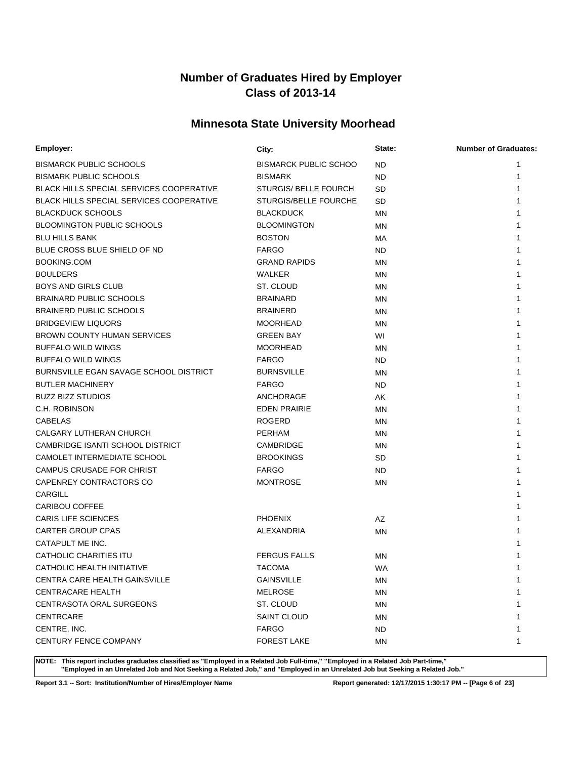# Number of Graduates Hired by Employer
# Class of 2013-14

## Minnesota State University Moorhead

| Employer: | City: | State: | Number of Graduates: |
|---|---|---|---|
| BISMARCK PUBLIC SCHOOLS | BISMARCK PUBLIC SCHOO | ND | 1 |
| BISMARK PUBLIC SCHOOLS | BISMARK | ND | 1 |
| BLACK HILLS SPECIAL SERVICES COOPERATIVE | STURGIS/ BELLE FOURCH | SD | 1 |
| BLACK HILLS SPECIAL SERVICES COOPERATIVE | STURGIS/BELLE FOURCHE | SD | 1 |
| BLACKDUCK SCHOOLS | BLACKDUCK | MN | 1 |
| BLOOMINGTON PUBLIC SCHOOLS | BLOOMINGTON | MN | 1 |
| BLU HILLS BANK | BOSTON | MA | 1 |
| BLUE CROSS BLUE SHIELD OF ND | FARGO | ND | 1 |
| BOOKING.COM | GRAND RAPIDS | MN | 1 |
| BOULDERS | WALKER | MN | 1 |
| BOYS AND GIRLS CLUB | ST. CLOUD | MN | 1 |
| BRAINARD PUBLIC SCHOOLS | BRAINARD | MN | 1 |
| BRAINERD PUBLIC SCHOOLS | BRAINERD | MN | 1 |
| BRIDGEVIEW LIQUORS | MOORHEAD | MN | 1 |
| BROWN COUNTY HUMAN SERVICES | GREEN BAY | WI | 1 |
| BUFFALO WILD WINGS | MOORHEAD | MN | 1 |
| BUFFALO WILD WINGS | FARGO | ND | 1 |
| BURNSVILLE EGAN SAVAGE SCHOOL DISTRICT | BURNSVILLE | MN | 1 |
| BUTLER MACHINERY | FARGO | ND | 1 |
| BUZZ BIZZ STUDIOS | ANCHORAGE | AK | 1 |
| C.H. ROBINSON | EDEN PRAIRIE | MN | 1 |
| CABELAS | ROGERD | MN | 1 |
| CALGARY LUTHERAN CHURCH | PERHAM | MN | 1 |
| CAMBRIDGE ISANTI SCHOOL DISTRICT | CAMBRIDGE | MN | 1 |
| CAMOLET INTERMEDIATE SCHOOL | BROOKINGS | SD | 1 |
| CAMPUS CRUSADE FOR CHRIST | FARGO | ND | 1 |
| CAPENREY CONTRACTORS CO | MONTROSE | MN | 1 |
| CARGILL | | | 1 |
| CARIBOU COFFEE | | | 1 |
| CARIS LIFE SCIENCES | PHOENIX | AZ | 1 |
| CARTER GROUP CPAS | ALEXANDRIA | MN | 1 |
| CATAPULT ME INC. | | | 1 |
| CATHOLIC CHARITIES ITU | FERGUS FALLS | MN | 1 |
| CATHOLIC HEALTH INITIATIVE | TACOMA | WA | 1 |
| CENTRA CARE HEALTH GAINSVILLE | GAINSVILLE | MN | 1 |
| CENTRACARE HEALTH | MELROSE | MN | 1 |
| CENTRASOTA ORAL SURGEONS | ST. CLOUD | MN | 1 |
| CENTRCARE | SAINT CLOUD | MN | 1 |
| CENTRE, INC. | FARGO | ND | 1 |
| CENTURY FENCE COMPANY | FOREST LAKE | MN | 1 |

**NOTE: This report includes graduates classified as "Employed in a Related Job Full-time," "Employed in a Related Job Part-time," "Employed in an Unrelated Job and Not Seeking a Related Job," and "Employed in an Unrelated Job but Seeking a Related Job."**

**Report 3.1 -- Sort: Institution/Number of Hires/Employer Name** **Report generated: 12/17/2015 1:30:17 PM**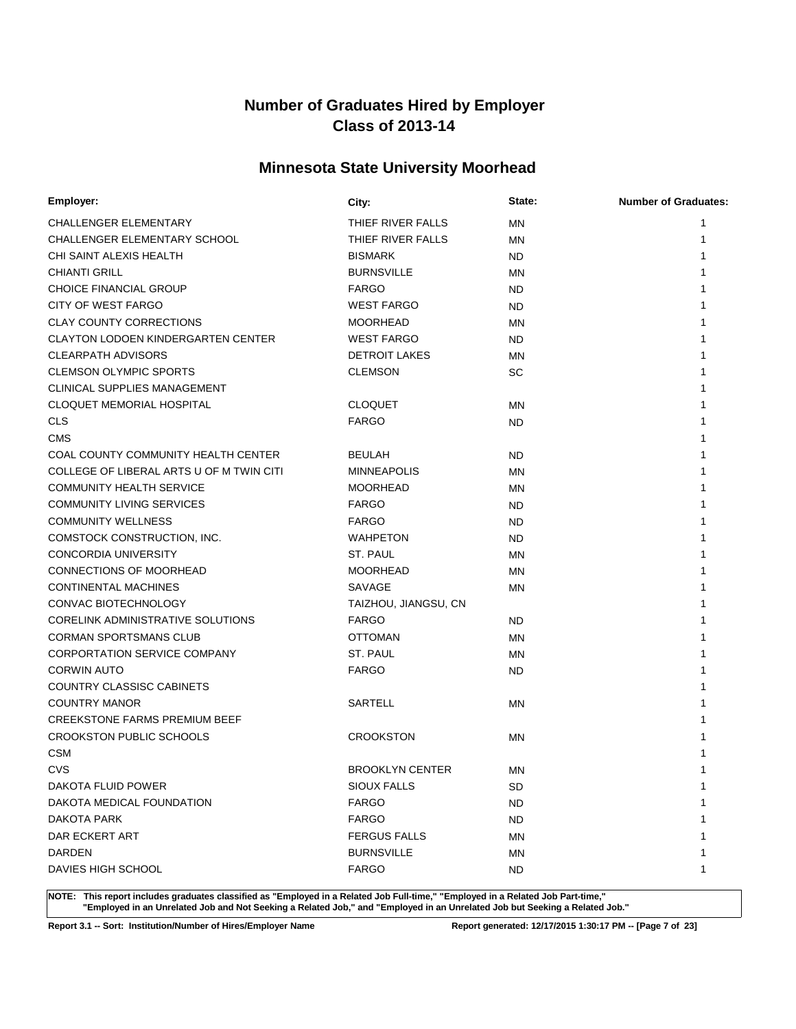# Number of Graduates Hired by Employer
# Class of 2013-14

## Minnesota State University Moorhead

| Employer: | City: | State: | Number of Graduates: |
|---|---|---|---|
| CHALLENGER ELEMENTARY | THIEF RIVER FALLS | MN | 1 |
| CHALLENGER ELEMENTARY SCHOOL | THIEF RIVER FALLS | MN | 1 |
| CHI SAINT ALEXIS HEALTH | BISMARK | ND | 1 |
| CHIANTI GRILL | BURNSVILLE | MN | 1 |
| CHOICE FINANCIAL GROUP | FARGO | ND | 1 |
| CITY OF WEST FARGO | WEST FARGO | ND | 1 |
| CLAY COUNTY CORRECTIONS | MOORHEAD | MN | 1 |
| CLAYTON LODOEN KINDERGARTEN CENTER | WEST FARGO | ND | 1 |
| CLEARPATH ADVISORS | DETROIT LAKES | MN | 1 |
| CLEMSON OLYMPIC SPORTS | CLEMSON | SC | 1 |
| CLINICAL SUPPLIES MANAGEMENT | | | 1 |
| CLOQUET MEMORIAL HOSPITAL | CLOQUET | MN | 1 |
| CLS | FARGO | ND | 1 |
| CMS | | | 1 |
| COAL COUNTY COMMUNITY HEALTH CENTER | BEULAH | ND | 1 |
| COLLEGE OF LIBERAL ARTS U OF M TWIN CITI | MINNEAPOLIS | MN | 1 |
| COMMUNITY HEALTH SERVICE | MOORHEAD | MN | 1 |
| COMMUNITY LIVING SERVICES | FARGO | ND | 1 |
| COMMUNITY WELLNESS | FARGO | ND | 1 |
| COMSTOCK CONSTRUCTION, INC. | WAHPETON | ND | 1 |
| CONCORDIA UNIVERSITY | ST. PAUL | MN | 1 |
| CONNECTIONS OF MOORHEAD | MOORHEAD | MN | 1 |
| CONTINENTAL MACHINES | SAVAGE | MN | 1 |
| CONVAC BIOTECHNOLOGY | TAIZHOU, JIANGSU, CN | | 1 |
| CORELINK ADMINISTRATIVE SOLUTIONS | FARGO | ND | 1 |
| CORMAN SPORTSMANS CLUB | OTTOMAN | MN | 1 |
| CORPORTATION SERVICE COMPANY | ST. PAUL | MN | 1 |
| CORWIN AUTO | FARGO | ND | 1 |
| COUNTRY CLASSISC CABINETS | | | 1 |
| COUNTRY MANOR | SARTELL | MN | 1 |
| CREEKSTONE FARMS PREMIUM BEEF | | | 1 |
| CROOKSTON PUBLIC SCHOOLS | CROOKSTON | MN | 1 |
| CSM | | | 1 |
| CVS | BROOKLYN CENTER | MN | 1 |
| DAKOTA FLUID POWER | SIOUX FALLS | SD | 1 |
| DAKOTA MEDICAL FOUNDATION | FARGO | ND | 1 |
| DAKOTA PARK | FARGO | ND | 1 |
| DAR ECKERT ART | FERGUS FALLS | MN | 1 |
| DARDEN | BURNSVILLE | MN | 1 |
| DAVIES HIGH SCHOOL | FARGO | ND | 1 |

**NOTE: This report includes graduates classified as "Employed in a Related Job Full-time," "Employed in a Related Job Part-time," "Employed in an Unrelated Job and Not Seeking a Related Job," and "Employed in an Unrelated Job but Seeking a Related Job."**

**Report 3.1 -- Sort: Institution/Number of Hires/Employer Name** **Report generated: 12/17/2015 1:30:17 PM**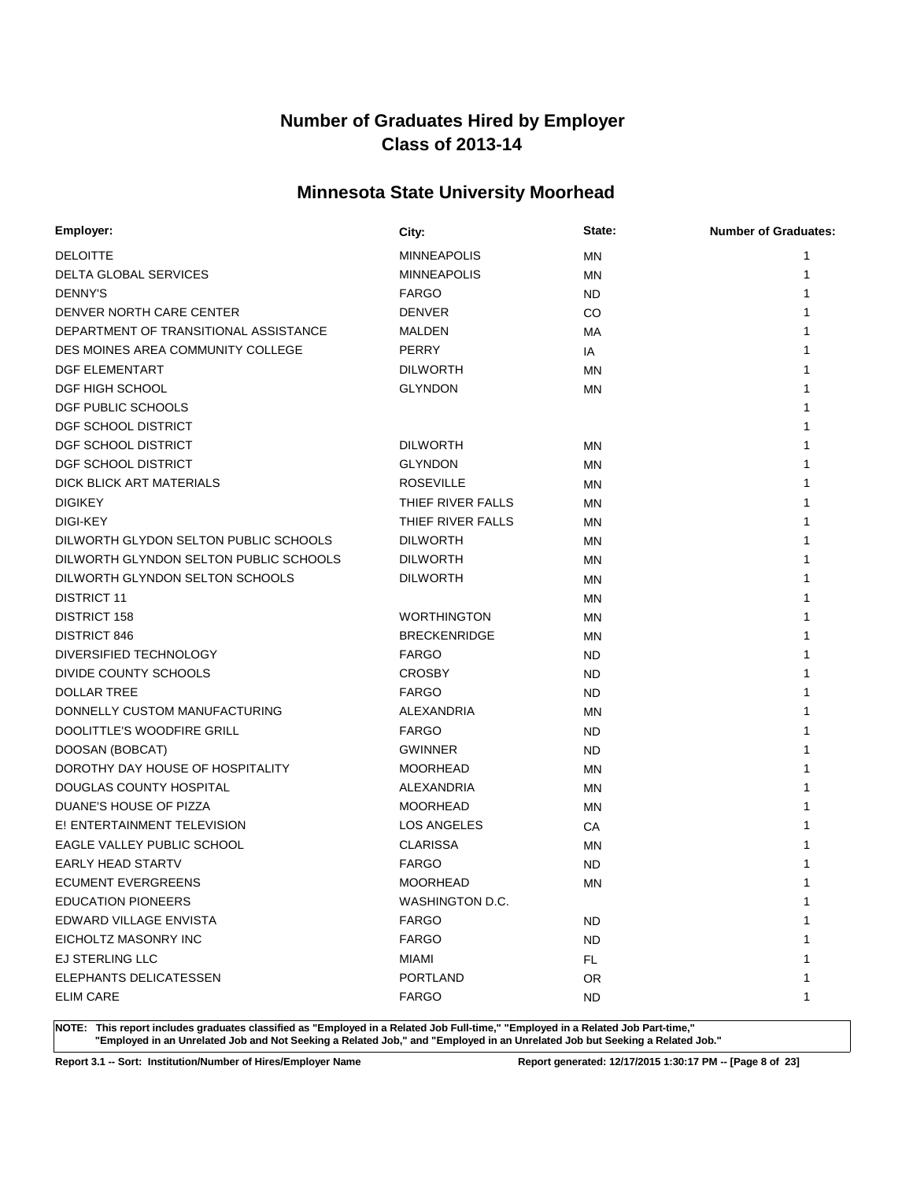# Number of Graduates Hired by Employer
# Class of 2013-14

## Minnesota State University Moorhead

| Employer: | City: | State: | Number of Graduates: |
|---|---|---|---|
| DELOITTE | MINNEAPOLIS | MN | 1 |
| DELTA GLOBAL SERVICES | MINNEAPOLIS | MN | 1 |
| DENNY'S | FARGO | ND | 1 |
| DENVER NORTH CARE CENTER | DENVER | CO | 1 |
| DEPARTMENT OF TRANSITIONAL ASSISTANCE | MALDEN | MA | 1 |
| DES MOINES AREA COMMUNITY COLLEGE | PERRY | IA | 1 |
| DGF ELEMENTART | DILWORTH | MN | 1 |
| DGF HIGH SCHOOL | GLYNDON | MN | 1 |
| DGF PUBLIC SCHOOLS | | | 1 |
| DGF SCHOOL DISTRICT | | | 1 |
| DGF SCHOOL DISTRICT | DILWORTH | MN | 1 |
| DGF SCHOOL DISTRICT | GLYNDON | MN | 1 |
| DICK BLICK ART MATERIALS | ROSEVILLE | MN | 1 |
| DIGIKEY | THIEF RIVER FALLS | MN | 1 |
| DIGI-KEY | THIEF RIVER FALLS | MN | 1 |
| DILWORTH GLYDON SELTON PUBLIC SCHOOLS | DILWORTH | MN | 1 |
| DILWORTH GLYNDON SELTON PUBLIC SCHOOLS | DILWORTH | MN | 1 |
| DILWORTH GLYNDON SELTON SCHOOLS | DILWORTH | MN | 1 |
| DISTRICT 11 | | MN | 1 |
| DISTRICT 158 | WORTHINGTON | MN | 1 |
| DISTRICT 846 | BRECKENRIDGE | MN | 1 |
| DIVERSIFIED TECHNOLOGY | FARGO | ND | 1 |
| DIVIDE COUNTY SCHOOLS | CROSBY | ND | 1 |
| DOLLAR TREE | FARGO | ND | 1 |
| DONNELLY CUSTOM MANUFACTURING | ALEXANDRIA | MN | 1 |
| DOOLITTLE'S WOODFIRE GRILL | FARGO | ND | 1 |
| DOOSAN (BOBCAT) | GWINNER | ND | 1 |
| DOROTHY DAY HOUSE OF HOSPITALITY | MOORHEAD | MN | 1 |
| DOUGLAS COUNTY HOSPITAL | ALEXANDRIA | MN | 1 |
| DUANE'S HOUSE OF PIZZA | MOORHEAD | MN | 1 |
| E! ENTERTAINMENT TELEVISION | LOS ANGELES | CA | 1 |
| EAGLE VALLEY PUBLIC SCHOOL | CLARISSA | MN | 1 |
| EARLY HEAD STARTV | FARGO | ND | 1 |
| ECUMENT EVERGREENS | MOORHEAD | MN | 1 |
| EDUCATION PIONEERS | WASHINGTON D.C. | | 1 |
| EDWARD VILLAGE ENVISTA | FARGO | ND | 1 |
| EICHOLTZ MASONRY INC | FARGO | ND | 1 |
| EJ STERLING LLC | MIAMI | FL | 1 |
| ELEPHANTS DELICATESSEN | PORTLAND | OR | 1 |
| ELIM CARE | FARGO | ND | 1 |

**NOTE: This report includes graduates classified as "Employed in a Related Job Full-time," "Employed in a Related Job Part-time," "Employed in an Unrelated Job and Not Seeking a Related Job," and "Employed in an Unrelated Job but Seeking a Related Job."**

**Report 3.1 -- Sort: Institution/Number of Hires/Employer Name**

**Report generated: 12/17/2015 1:30:17 PM**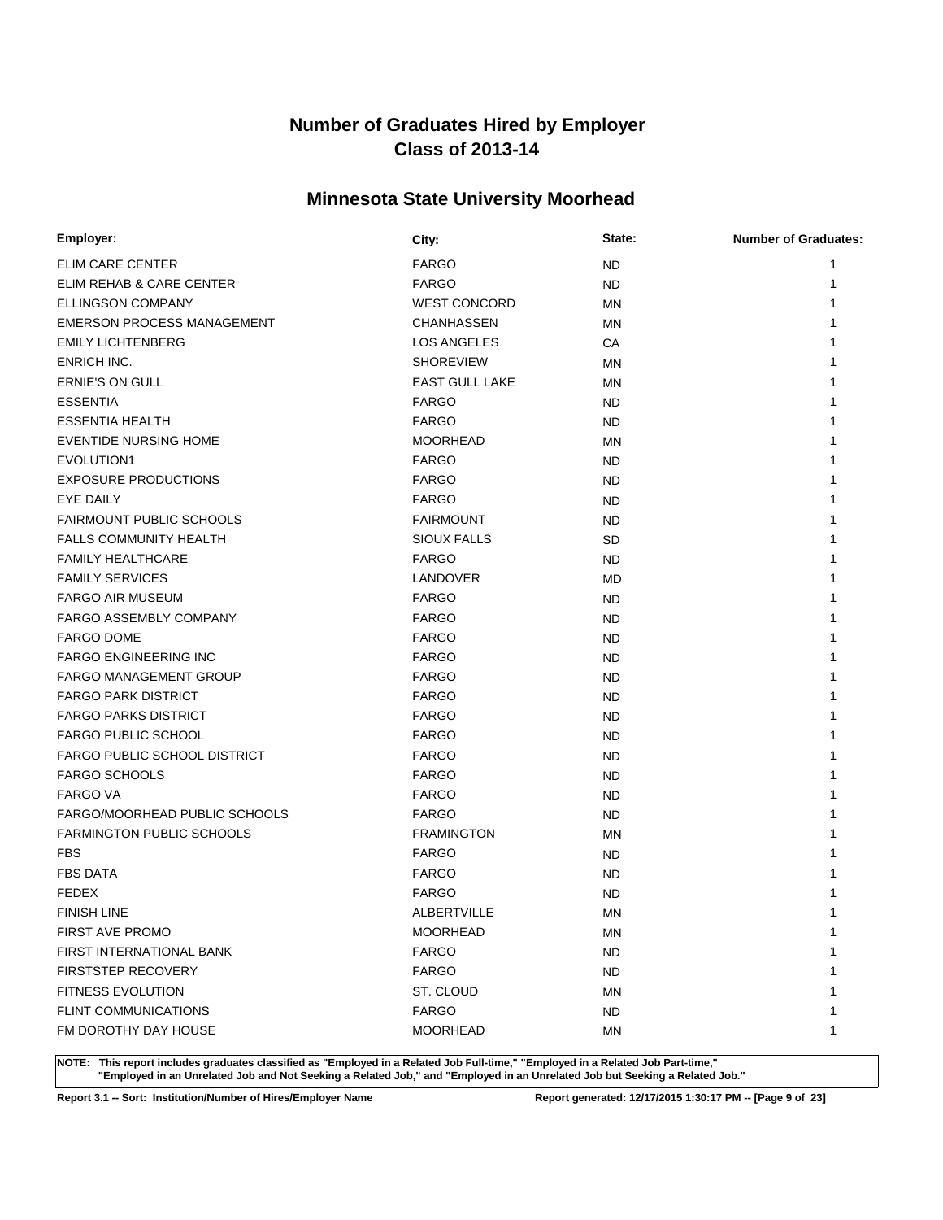# Number of Graduates Hired by Employer
# Class of 2013-14

## Minnesota State University Moorhead

| Employer: | City: | State: | Number of Graduates: |
|---|---|---|---|
| ELIM CARE CENTER | FARGO | ND | 1 |
| ELIM REHAB & CARE CENTER | FARGO | ND | 1 |
| ELLINGSON COMPANY | WEST CONCORD | MN | 1 |
| EMERSON PROCESS MANAGEMENT | CHANHASSEN | MN | 1 |
| EMILY LICHTENBERG | LOS ANGELES | CA | 1 |
| ENRICH INC. | SHOREVIEW | MN | 1 |
| ERNIE'S ON GULL | EAST GULL LAKE | MN | 1 |
| ESSENTIA | FARGO | ND | 1 |
| ESSENTIA HEALTH | FARGO | ND | 1 |
| EVENTIDE NURSING HOME | MOORHEAD | MN | 1 |
| EVOLUTION1 | FARGO | ND | 1 |
| EXPOSURE PRODUCTIONS | FARGO | ND | 1 |
| EYE DAILY | FARGO | ND | 1 |
| FAIRMOUNT PUBLIC SCHOOLS | FAIRMOUNT | ND | 1 |
| FALLS COMMUNITY HEALTH | SIOUX FALLS | SD | 1 |
| FAMILY HEALTHCARE | FARGO | ND | 1 |
| FAMILY SERVICES | LANDOVER | MD | 1 |
| FARGO AIR MUSEUM | FARGO | ND | 1 |
| FARGO ASSEMBLY COMPANY | FARGO | ND | 1 |
| FARGO DOME | FARGO | ND | 1 |
| FARGO ENGINEERING INC | FARGO | ND | 1 |
| FARGO MANAGEMENT GROUP | FARGO | ND | 1 |
| FARGO PARK DISTRICT | FARGO | ND | 1 |
| FARGO PARKS DISTRICT | FARGO | ND | 1 |
| FARGO PUBLIC SCHOOL | FARGO | ND | 1 |
| FARGO PUBLIC SCHOOL DISTRICT | FARGO | ND | 1 |
| FARGO SCHOOLS | FARGO | ND | 1 |
| FARGO VA | FARGO | ND | 1 |
| FARGO/MOORHEAD PUBLIC SCHOOLS | FARGO | ND | 1 |
| FARMINGTON PUBLIC SCHOOLS | FRAMINGTON | MN | 1 |
| FBS | FARGO | ND | 1 |
| FBS DATA | FARGO | ND | 1 |
| FEDEX | FARGO | ND | 1 |
| FINISH LINE | ALBERTVILLE | MN | 1 |
| FIRST AVE PROMO | MOORHEAD | MN | 1 |
| FIRST INTERNATIONAL BANK | FARGO | ND | 1 |
| FIRSTSTEP RECOVERY | FARGO | ND | 1 |
| FITNESS EVOLUTION | ST. CLOUD | MN | 1 |
| FLINT COMMUNICATIONS | FARGO | ND | 1 |
| FM DOROTHY DAY HOUSE | MOORHEAD | MN | 1 |

**NOTE: This report includes graduates classified as "Employed in a Related Job Full-time," "Employed in a Related Job Part-time," "Employed in an Unrelated Job and Not Seeking a Related Job," and "Employed in an Unrelated Job but Seeking a Related Job."**

**Report 3.1 -- Sort: Institution/Number of Hires/Employer Name** **Report generated: 12/17/2015 1:30:17 PM**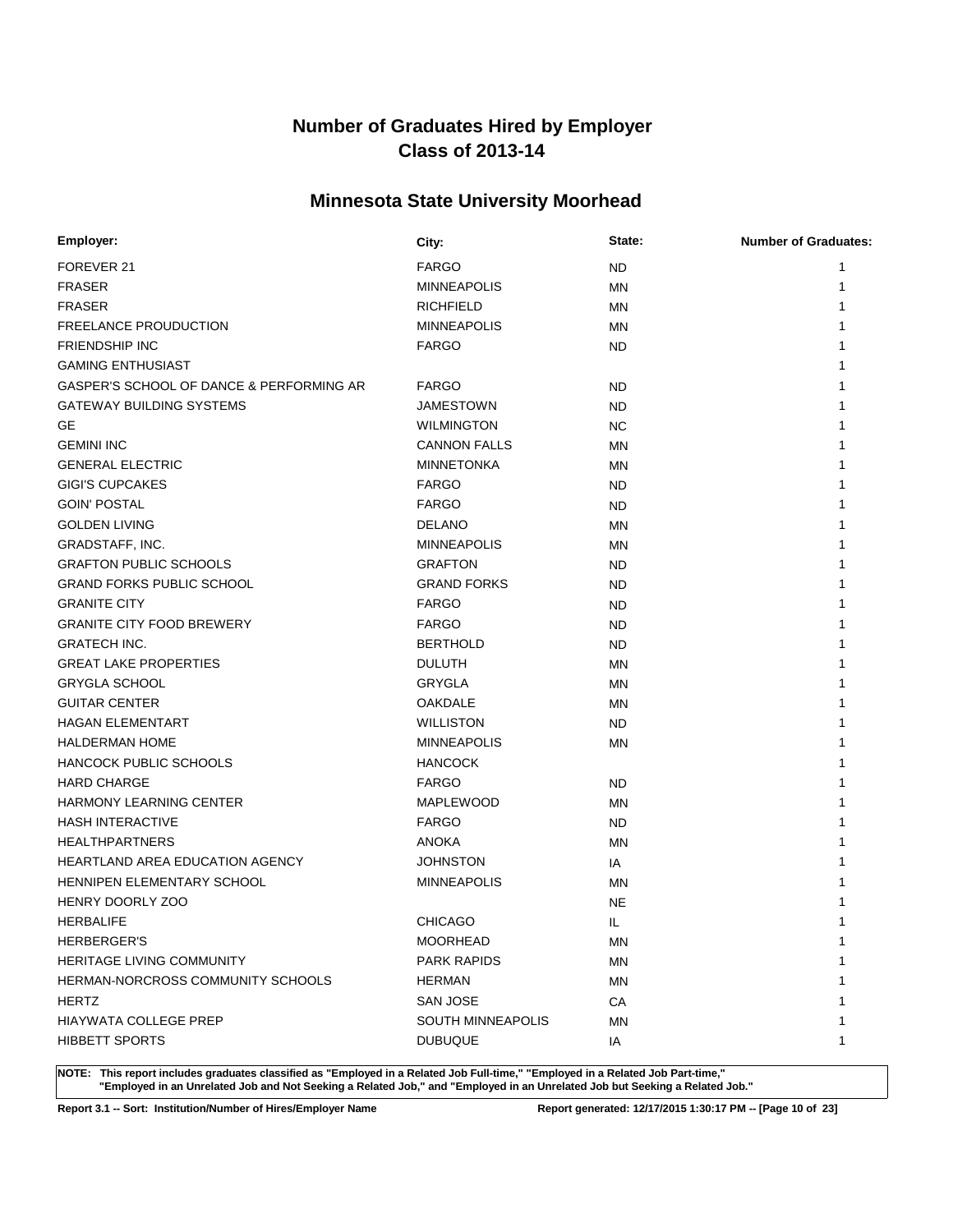# Number of Graduates Hired by Employer
## Class of 2013-14

## Minnesota State University Moorhead

| Employer: | City: | State: | Number of Graduates: |
|---|---|---|---|
| FOREVER 21 | FARGO | ND | 1 |
| FRASER | MINNEAPOLIS | MN | 1 |
| FRASER | RICHFIELD | MN | 1 |
| FREELANCE PROUDUCTION | MINNEAPOLIS | MN | 1 |
| FRIENDSHIP INC | FARGO | ND | 1 |
| GAMING ENTHUSIAST | | | 1 |
| GASPER'S SCHOOL OF DANCE & PERFORMING AR | FARGO | ND | 1 |
| GATEWAY BUILDING SYSTEMS | JAMESTOWN | ND | 1 |
| GE | WILMINGTON | NC | 1 |
| GEMINI INC | CANNON FALLS | MN | 1 |
| GENERAL ELECTRIC | MINNETONKA | MN | 1 |
| GIGI'S CUPCAKES | FARGO | ND | 1 |
| GOIN' POSTAL | FARGO | ND | 1 |
| GOLDEN LIVING | DELANO | MN | 1 |
| GRADSTAFF, INC. | MINNEAPOLIS | MN | 1 |
| GRAFTON PUBLIC SCHOOLS | GRAFTON | ND | 1 |
| GRAND FORKS PUBLIC SCHOOL | GRAND FORKS | ND | 1 |
| GRANITE CITY | FARGO | ND | 1 |
| GRANITE CITY FOOD BREWERY | FARGO | ND | 1 |
| GRATECH INC. | BERTHOLD | ND | 1 |
| GREAT LAKE PROPERTIES | DULUTH | MN | 1 |
| GRYGLA SCHOOL | GRYGLA | MN | 1 |
| GUITAR CENTER | OAKDALE | MN | 1 |
| HAGAN ELEMENTART | WILLISTON | ND | 1 |
| HALDERMAN HOME | MINNEAPOLIS | MN | 1 |
| HANCOCK PUBLIC SCHOOLS | HANCOCK | | 1 |
| HARD CHARGE | FARGO | ND | 1 |
| HARMONY LEARNING CENTER | MAPLEWOOD | MN | 1 |
| HASH INTERACTIVE | FARGO | ND | 1 |
| HEALTHPARTNERS | ANOKA | MN | 1 |
| HEARTLAND AREA EDUCATION AGENCY | JOHNSTON | IA | 1 |
| HENNIPEN ELEMENTARY SCHOOL | MINNEAPOLIS | MN | 1 |
| HENRY DOORLY ZOO | | NE | 1 |
| HERBALIFE | CHICAGO | IL | 1 |
| HERBERGER'S | MOORHEAD | MN | 1 |
| HERITAGE LIVING COMMUNITY | PARK RAPIDS | MN | 1 |
| HERMAN-NORCROSS COMMUNITY SCHOOLS | HERMAN | MN | 1 |
| HERTZ | SAN JOSE | CA | 1 |
| HIAYWATA COLLEGE PREP | SOUTH MINNEAPOLIS | MN | 1 |
| HIBBETT SPORTS | DUBUQUE | IA | 1 |

**NOTE: This report includes graduates classified as "Employed in a Related Job Full-time," "Employed in a Related Job Part-time," "Employed in an Unrelated Job and Not Seeking a Related Job," and "Employed in an Unrelated Job but Seeking a Related Job."**

**Report 3.1 -- Sort: Institution/Number of Hires/Employer Name** **Report generated: 12/17/2015 1:30:17 PM**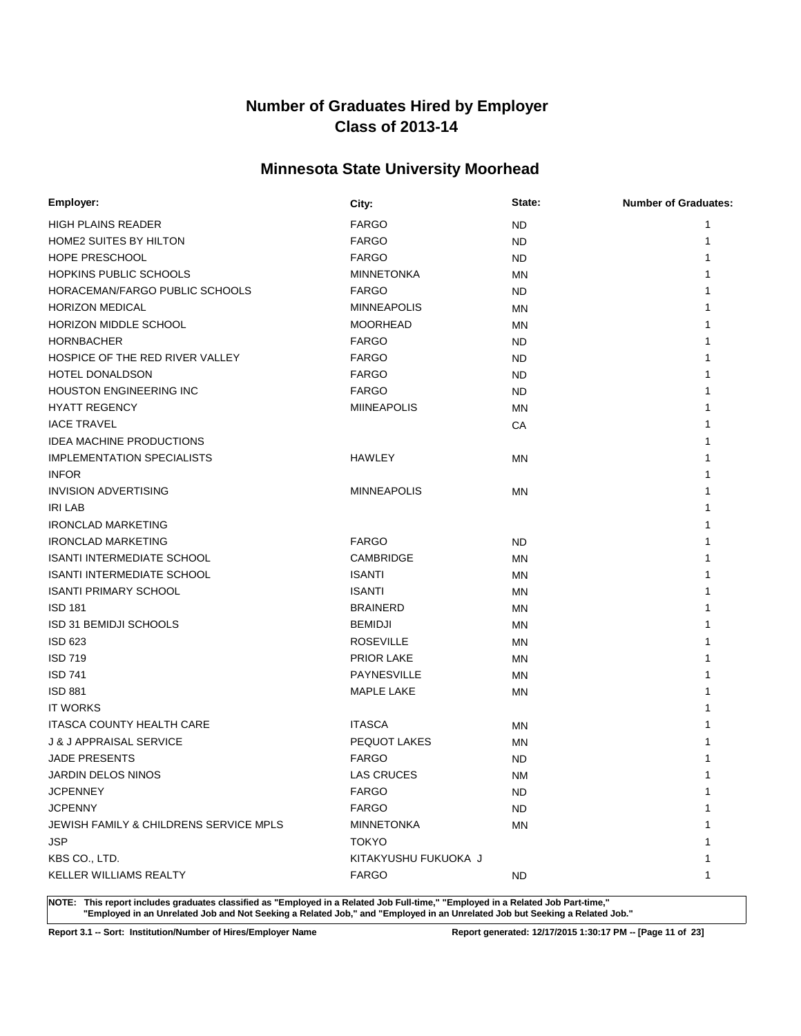# Number of Graduates Hired by Employer
# Class of 2013-14

## Minnesota State University Moorhead

| Employer: | City: | State: | Number of Graduates: |
|---|---|---|---|
| HIGH PLAINS READER | FARGO | ND | 1 |
| HOME2 SUITES BY HILTON | FARGO | ND | 1 |
| HOPE PRESCHOOL | FARGO | ND | 1 |
| HOPKINS PUBLIC SCHOOLS | MINNETONKA | MN | 1 |
| HORACEMAN/FARGO PUBLIC SCHOOLS | FARGO | ND | 1 |
| HORIZON MEDICAL | MINNEAPOLIS | MN | 1 |
| HORIZON MIDDLE SCHOOL | MOORHEAD | MN | 1 |
| HORNBACHER | FARGO | ND | 1 |
| HOSPICE OF THE RED RIVER VALLEY | FARGO | ND | 1 |
| HOTEL DONALDSON | FARGO | ND | 1 |
| HOUSTON ENGINEERING INC | FARGO | ND | 1 |
| HYATT REGENCY | MIINEAPOLIS | MN | 1 |
| IACE TRAVEL | | CA | 1 |
| IDEA MACHINE PRODUCTIONS | | | 1 |
| IMPLEMENTATION SPECIALISTS | HAWLEY | MN | 1 |
| INFOR | | | 1 |
| INVISION ADVERTISING | MINNEAPOLIS | MN | 1 |
| IRI LAB | | | 1 |
| IRONCLAD MARKETING | | | 1 |
| IRONCLAD MARKETING | FARGO | ND | 1 |
| ISANTI INTERMEDIATE SCHOOL | CAMBRIDGE | MN | 1 |
| ISANTI INTERMEDIATE SCHOOL | ISANTI | MN | 1 |
| ISANTI PRIMARY SCHOOL | ISANTI | MN | 1 |
| ISD 181 | BRAINERD | MN | 1 |
| ISD 31 BEMIDJI SCHOOLS | BEMIDJI | MN | 1 |
| ISD 623 | ROSEVILLE | MN | 1 |
| ISD 719 | PRIOR LAKE | MN | 1 |
| ISD 741 | PAYNESVILLE | MN | 1 |
| ISD 881 | MAPLE LAKE | MN | 1 |
| IT WORKS | | | 1 |
| ITASCA COUNTY HEALTH CARE | ITASCA | MN | 1 |
| J & J APPRAISAL SERVICE | PEQUOT LAKES | MN | 1 |
| JADE PRESENTS | FARGO | ND | 1 |
| JARDIN DELOS NINOS | LAS CRUCES | NM | 1 |
| JCPENNEY | FARGO | ND | 1 |
| JCPENNY | FARGO | ND | 1 |
| JEWISH FAMILY & CHILDRENS SERVICE MPLS | MINNETONKA | MN | 1 |
| JSP | TOKYO | | 1 |
| KBS CO., LTD. | KITAKYUSHU FUKUOKA J | | 1 |
| KELLER WILLIAMS REALTY | FARGO | ND | 1 |

**NOTE: This report includes graduates classified as "Employed in a Related Job Full-time," "Employed in a Related Job Part-time," "Employed in an Unrelated Job and Not Seeking a Related Job," and "Employed in an Unrelated Job but Seeking a Related Job."**

**Report 3.1 -- Sort: Institution/Number of Hires/Employer Name** **Report generated: 12/17/2015 1:30:17 PM**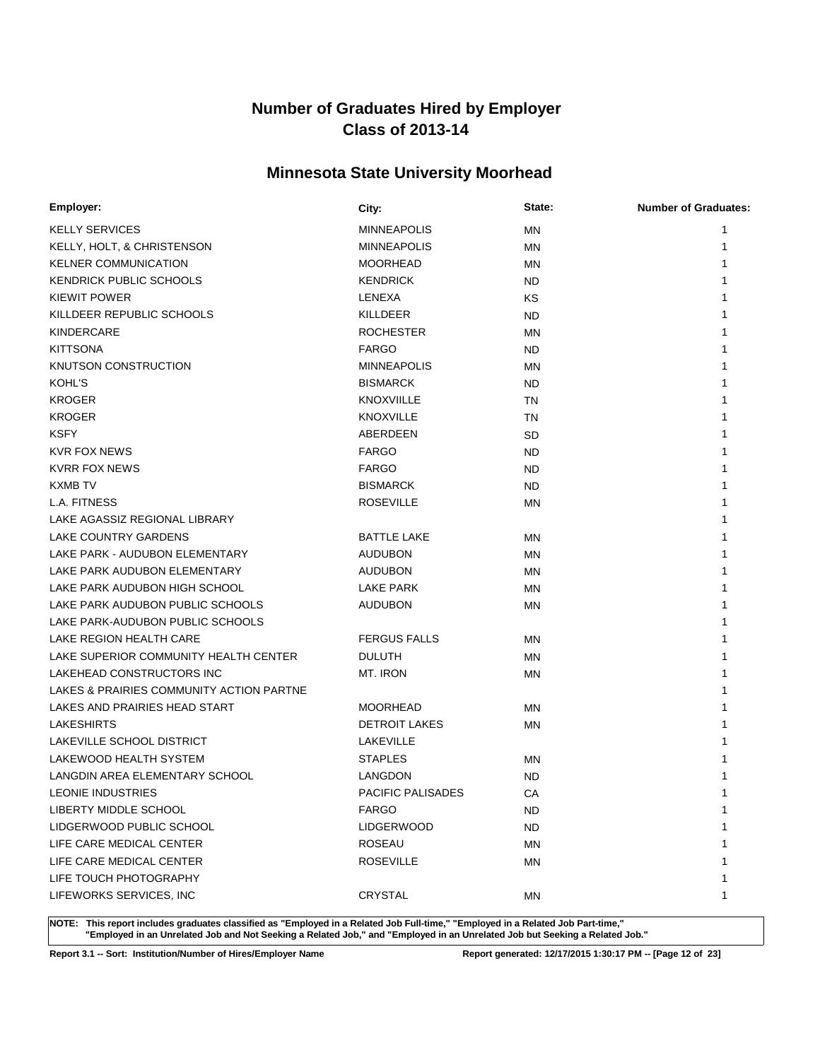# Number of Graduates Hired by Employer
# Class of 2013-14

## Minnesota State University Moorhead

| Employer: | City: | State: | Number of Graduates: |
|---|---|---|---|
| KELLY SERVICES | MINNEAPOLIS | MN | 1 |
| KELLY, HOLT, & CHRISTENSON | MINNEAPOLIS | MN | 1 |
| KELNER COMMUNICATION | MOORHEAD | MN | 1 |
| KENDRICK PUBLIC SCHOOLS | KENDRICK | ND | 1 |
| KIEWIT POWER | LENEXA | KS | 1 |
| KILLDEER REPUBLIC SCHOOLS | KILLDEER | ND | 1 |
| KINDERCARE | ROCHESTER | MN | 1 |
| KITTSONA | FARGO | ND | 1 |
| KNUTSON CONSTRUCTION | MINNEAPOLIS | MN | 1 |
| KOHL'S | BISMARCK | ND | 1 |
| KROGER | KNOXVIILLE | TN | 1 |
| KROGER | KNOXVILLE | TN | 1 |
| KSFY | ABERDEEN | SD | 1 |
| KVR FOX NEWS | FARGO | ND | 1 |
| KVRR FOX NEWS | FARGO | ND | 1 |
| KXMB TV | BISMARCK | ND | 1 |
| L.A. FITNESS | ROSEVILLE | MN | 1 |
| LAKE AGASSIZ REGIONAL LIBRARY | | | 1 |
| LAKE COUNTRY GARDENS | BATTLE LAKE | MN | 1 |
| LAKE PARK - AUDUBON ELEMENTARY | AUDUBON | MN | 1 |
| LAKE PARK AUDUBON ELEMENTARY | AUDUBON | MN | 1 |
| LAKE PARK AUDUBON HIGH SCHOOL | LAKE PARK | MN | 1 |
| LAKE PARK AUDUBON PUBLIC SCHOOLS | AUDUBON | MN | 1 |
| LAKE PARK-AUDUBON PUBLIC SCHOOLS | | | 1 |
| LAKE REGION HEALTH CARE | FERGUS FALLS | MN | 1 |
| LAKE SUPERIOR COMMUNITY HEALTH CENTER | DULUTH | MN | 1 |
| LAKEHEAD CONSTRUCTORS INC | MT. IRON | MN | 1 |
| LAKES & PRAIRIES COMMUNITY ACTION PARTNE | | | 1 |
| LAKES AND PRAIRIES HEAD START | MOORHEAD | MN | 1 |
| LAKESHIRTS | DETROIT LAKES | MN | 1 |
| LAKEVILLE SCHOOL DISTRICT | LAKEVILLE | | 1 |
| LAKEWOOD HEALTH SYSTEM | STAPLES | MN | 1 |
| LANGDIN AREA ELEMENTARY SCHOOL | LANGDON | ND | 1 |
| LEONIE INDUSTRIES | PACIFIC PALISADES | CA | 1 |
| LIBERTY MIDDLE SCHOOL | FARGO | ND | 1 |
| LIDGERWOOD PUBLIC SCHOOL | LIDGERWOOD | ND | 1 |
| LIFE CARE MEDICAL CENTER | ROSEAU | MN | 1 |
| LIFE CARE MEDICAL CENTER | ROSEVILLE | MN | 1 |
| LIFE TOUCH PHOTOGRAPHY | | | 1 |
| LIFEWORKS SERVICES, INC | CRYSTAL | MN | 1 |

**NOTE: This report includes graduates classified as "Employed in a Related Job Full-time," "Employed in a Related Job Part-time," "Employed in an Unrelated Job and Not Seeking a Related Job," and "Employed in an Unrelated Job but Seeking a Related Job."**

**Report 3.1 -- Sort: Institution/Number of Hires/Employer Name** **Report generated: 12/17/2015 1:30:17 PM**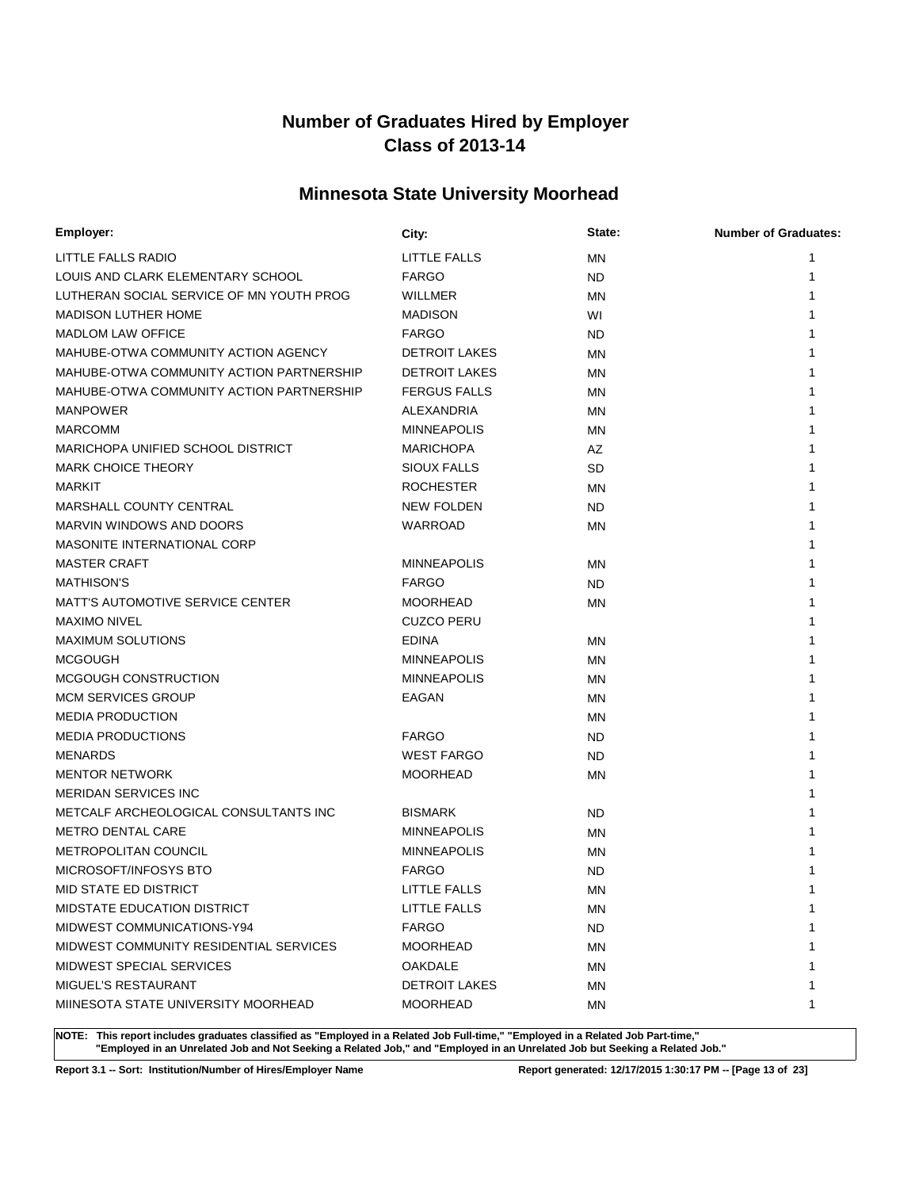# Number of Graduates Hired by Employer
# Class of 2013-14

## Minnesota State University Moorhead

| Employer: | City: | State: | Number of Graduates: |
|---|---|---|---|
| LITTLE FALLS RADIO | LITTLE FALLS | MN | 1 |
| LOUIS AND CLARK ELEMENTARY SCHOOL | FARGO | ND | 1 |
| LUTHERAN SOCIAL SERVICE OF MN YOUTH PROG | WILLMER | MN | 1 |
| MADISON LUTHER HOME | MADISON | WI | 1 |
| MADLOM LAW OFFICE | FARGO | ND | 1 |
| MAHUBE-OTWA COMMUNITY ACTION AGENCY | DETROIT LAKES | MN | 1 |
| MAHUBE-OTWA COMMUNITY ACTION PARTNERSHIP | DETROIT LAKES | MN | 1 |
| MAHUBE-OTWA COMMUNITY ACTION PARTNERSHIP | FERGUS FALLS | MN | 1 |
| MANPOWER | ALEXANDRIA | MN | 1 |
| MARCOMM | MINNEAPOLIS | MN | 1 |
| MARICHOPA UNIFIED SCHOOL DISTRICT | MARICHOPA | AZ | 1 |
| MARK CHOICE THEORY | SIOUX FALLS | SD | 1 |
| MARKIT | ROCHESTER | MN | 1 |
| MARSHALL COUNTY CENTRAL | NEW FOLDEN | ND | 1 |
| MARVIN WINDOWS AND DOORS | WARROAD | MN | 1 |
| MASONITE INTERNATIONAL CORP | | | 1 |
| MASTER CRAFT | MINNEAPOLIS | MN | 1 |
| MATHISON'S | FARGO | ND | 1 |
| MATT'S AUTOMOTIVE SERVICE CENTER | MOORHEAD | MN | 1 |
| MAXIMO NIVEL | CUZCO PERU | | 1 |
| MAXIMUM SOLUTIONS | EDINA | MN | 1 |
| MCGOUGH | MINNEAPOLIS | MN | 1 |
| MCGOUGH CONSTRUCTION | MINNEAPOLIS | MN | 1 |
| MCM SERVICES GROUP | EAGAN | MN | 1 |
| MEDIA PRODUCTION | | MN | 1 |
| MEDIA PRODUCTIONS | FARGO | ND | 1 |
| MENARDS | WEST FARGO | ND | 1 |
| MENTOR NETWORK | MOORHEAD | MN | 1 |
| MERIDAN SERVICES INC | | | 1 |
| METCALF ARCHEOLOGICAL CONSULTANTS INC | BISMARK | ND | 1 |
| METRO DENTAL CARE | MINNEAPOLIS | MN | 1 |
| METROPOLITAN COUNCIL | MINNEAPOLIS | MN | 1 |
| MICROSOFT/INFOSYS BTO | FARGO | ND | 1 |
| MID STATE ED DISTRICT | LITTLE FALLS | MN | 1 |
| MIDSTATE EDUCATION DISTRICT | LITTLE FALLS | MN | 1 |
| MIDWEST COMMUNICATIONS-Y94 | FARGO | ND | 1 |
| MIDWEST COMMUNITY RESIDENTIAL SERVICES | MOORHEAD | MN | 1 |
| MIDWEST SPECIAL SERVICES | OAKDALE | MN | 1 |
| MIGUEL'S RESTAURANT | DETROIT LAKES | MN | 1 |
| MIINESOTA STATE UNIVERSITY MOORHEAD | MOORHEAD | MN | 1 |

**NOTE: This report includes graduates classified as "Employed in a Related Job Full-time," "Employed in a Related Job Part-time," "Employed in an Unrelated Job and Not Seeking a Related Job," and "Employed in an Unrelated Job but Seeking a Related Job."**

**Report 3.1 -- Sort: Institution/Number of Hires/Employer Name**

**Report generated: 12/17/2015 1:30:17 PM**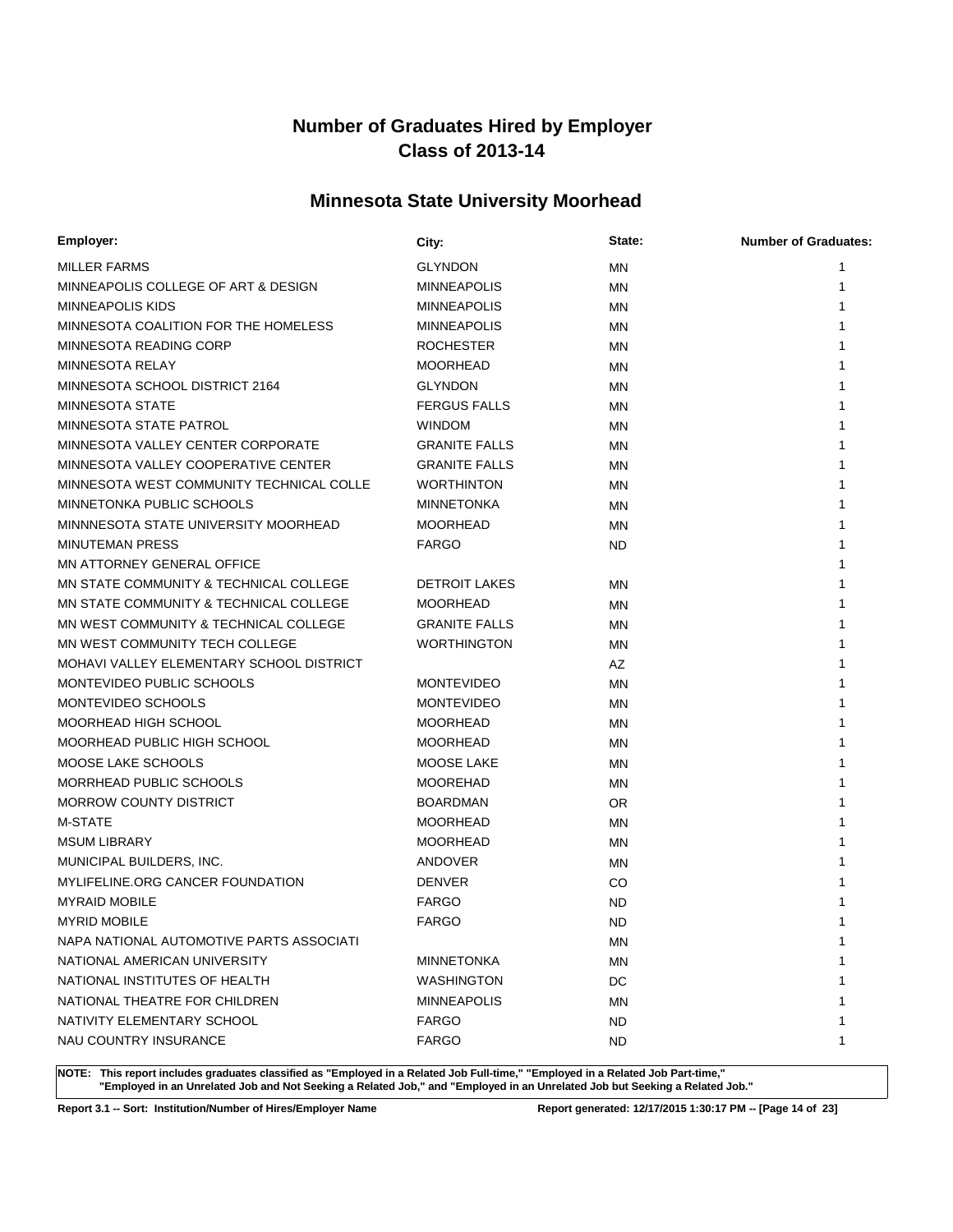# Number of Graduates Hired by Employer
# Class of 2013-14

## Minnesota State University Moorhead

| Employer: | City: | State: | Number of Graduates: |
|---|---|---|---|
| MILLER FARMS | GLYNDON | MN | 1 |
| MINNEAPOLIS COLLEGE OF ART & DESIGN | MINNEAPOLIS | MN | 1 |
| MINNEAPOLIS KIDS | MINNEAPOLIS | MN | 1 |
| MINNESOTA COALITION FOR THE HOMELESS | MINNEAPOLIS | MN | 1 |
| MINNESOTA READING CORP | ROCHESTER | MN | 1 |
| MINNESOTA RELAY | MOORHEAD | MN | 1 |
| MINNESOTA SCHOOL DISTRICT 2164 | GLYNDON | MN | 1 |
| MINNESOTA STATE | FERGUS FALLS | MN | 1 |
| MINNESOTA STATE PATROL | WINDOM | MN | 1 |
| MINNESOTA VALLEY CENTER CORPORATE | GRANITE FALLS | MN | 1 |
| MINNESOTA VALLEY COOPERATIVE CENTER | GRANITE FALLS | MN | 1 |
| MINNESOTA WEST COMMUNITY TECHNICAL COLLE | WORTHINTON | MN | 1 |
| MINNETONKA PUBLIC SCHOOLS | MINNETONKA | MN | 1 |
| MINNNESOTA STATE UNIVERSITY MOORHEAD | MOORHEAD | MN | 1 |
| MINUTEMAN PRESS | FARGO | ND | 1 |
| MN ATTORNEY GENERAL OFFICE | | | 1 |
| MN STATE COMMUNITY & TECHNICAL COLLEGE | DETROIT LAKES | MN | 1 |
| MN STATE COMMUNITY & TECHNICAL COLLEGE | MOORHEAD | MN | 1 |
| MN WEST COMMUNITY & TECHNICAL COLLEGE | GRANITE FALLS | MN | 1 |
| MN WEST COMMUNITY TECH COLLEGE | WORTHINGTON | MN | 1 |
| MOHAVI VALLEY ELEMENTARY SCHOOL DISTRICT | | AZ | 1 |
| MONTEVIDEO PUBLIC SCHOOLS | MONTEVIDEO | MN | 1 |
| MONTEVIDEO SCHOOLS | MONTEVIDEO | MN | 1 |
| MOORHEAD HIGH SCHOOL | MOORHEAD | MN | 1 |
| MOORHEAD PUBLIC HIGH SCHOOL | MOORHEAD | MN | 1 |
| MOOSE LAKE SCHOOLS | MOOSE LAKE | MN | 1 |
| MORRHEAD PUBLIC SCHOOLS | MOOREHAD | MN | 1 |
| MORROW COUNTY DISTRICT | BOARDMAN | OR | 1 |
| M-STATE | MOORHEAD | MN | 1 |
| MSUM LIBRARY | MOORHEAD | MN | 1 |
| MUNICIPAL BUILDERS, INC. | ANDOVER | MN | 1 |
| MYLIFELINE.ORG CANCER FOUNDATION | DENVER | CO | 1 |
| MYRAID MOBILE | FARGO | ND | 1 |
| MYRID MOBILE | FARGO | ND | 1 |
| NAPA NATIONAL AUTOMOTIVE PARTS ASSOCIATI | | MN | 1 |
| NATIONAL AMERICAN UNIVERSITY | MINNETONKA | MN | 1 |
| NATIONAL INSTITUTES OF HEALTH | WASHINGTON | DC | 1 |
| NATIONAL THEATRE FOR CHILDREN | MINNEAPOLIS | MN | 1 |
| NATIVITY ELEMENTARY SCHOOL | FARGO | ND | 1 |
| NAU COUNTRY INSURANCE | FARGO | ND | 1 |

**NOTE: This report includes graduates classified as "Employed in a Related Job Full-time," "Employed in a Related Job Part-time," "Employed in an Unrelated Job and Not Seeking a Related Job," and "Employed in an Unrelated Job but Seeking a Related Job."**

**Report 3.1 -- Sort: Institution/Number of Hires/Employer Name** **Report generated: 12/17/2015 1:30:17 PM**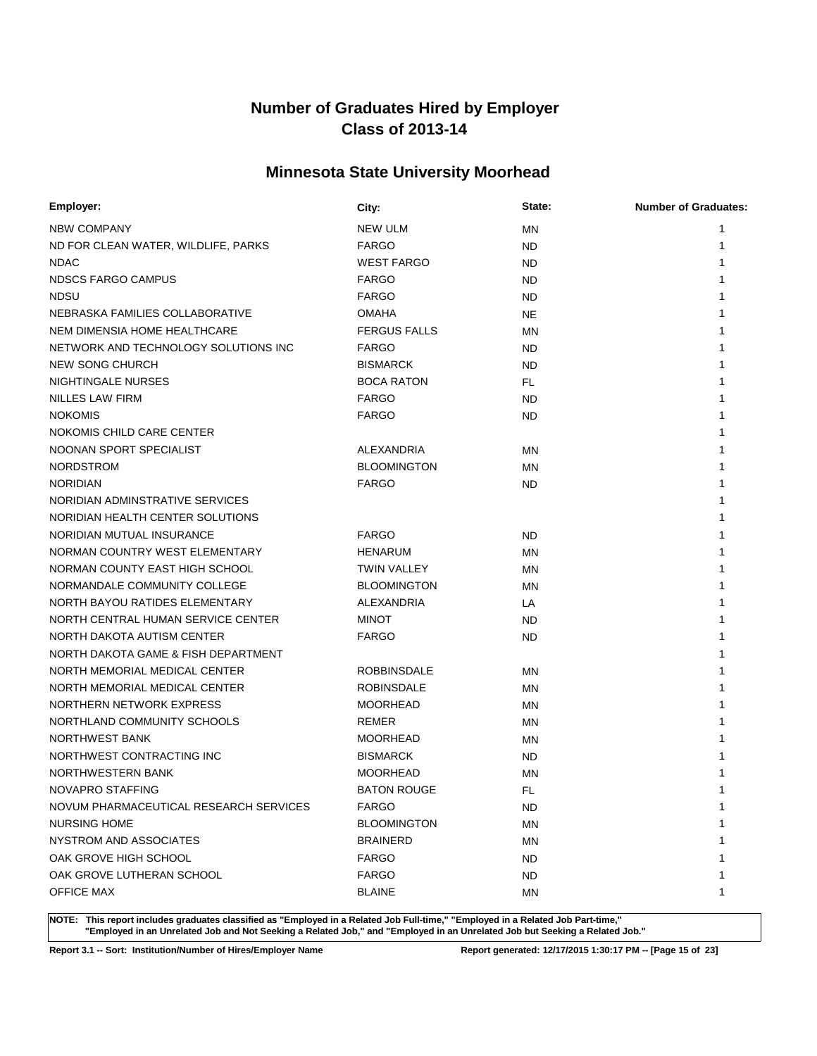# Number of Graduates Hired by Employer
# Class of 2013-14

## Minnesota State University Moorhead

| Employer: | City: | State: | Number of Graduates: |
|---|---|---|---|
| NBW COMPANY | NEW ULM | MN | 1 |
| ND FOR CLEAN WATER, WILDLIFE, PARKS | FARGO | ND | 1 |
| NDAC | WEST FARGO | ND | 1 |
| NDSCS FARGO CAMPUS | FARGO | ND | 1 |
| NDSU | FARGO | ND | 1 |
| NEBRASKA FAMILIES COLLABORATIVE | OMAHA | NE | 1 |
| NEM DIMENSIA HOME HEALTHCARE | FERGUS FALLS | MN | 1 |
| NETWORK AND TECHNOLOGY SOLUTIONS INC | FARGO | ND | 1 |
| NEW SONG CHURCH | BISMARCK | ND | 1 |
| NIGHTINGALE NURSES | BOCA RATON | FL | 1 |
| NILLES LAW FIRM | FARGO | ND | 1 |
| NOKOMIS | FARGO | ND | 1 |
| NOKOMIS CHILD CARE CENTER | | | 1 |
| NOONAN SPORT SPECIALIST | ALEXANDRIA | MN | 1 |
| NORDSTROM | BLOOMINGTON | MN | 1 |
| NORIDIAN | FARGO | ND | 1 |
| NORIDIAN ADMINSTRATIVE SERVICES | | | 1 |
| NORIDIAN HEALTH CENTER SOLUTIONS | | | 1 |
| NORIDIAN MUTUAL INSURANCE | FARGO | ND | 1 |
| NORMAN COUNTRY WEST ELEMENTARY | HENARUM | MN | 1 |
| NORMAN COUNTY EAST HIGH SCHOOL | TWIN VALLEY | MN | 1 |
| NORMANDALE COMMUNITY COLLEGE | BLOOMINGTON | MN | 1 |
| NORTH BAYOU RATIDES ELEMENTARY | ALEXANDRIA | LA | 1 |
| NORTH CENTRAL HUMAN SERVICE CENTER | MINOT | ND | 1 |
| NORTH DAKOTA AUTISM CENTER | FARGO | ND | 1 |
| NORTH DAKOTA GAME & FISH DEPARTMENT | | | 1 |
| NORTH MEMORIAL MEDICAL CENTER | ROBBINSDALE | MN | 1 |
| NORTH MEMORIAL MEDICAL CENTER | ROBINSDALE | MN | 1 |
| NORTHERN NETWORK EXPRESS | MOORHEAD | MN | 1 |
| NORTHLAND COMMUNITY SCHOOLS | REMER | MN | 1 |
| NORTHWEST BANK | MOORHEAD | MN | 1 |
| NORTHWEST CONTRACTING INC | BISMARCK | ND | 1 |
| NORTHWESTERN BANK | MOORHEAD | MN | 1 |
| NOVAPRO STAFFING | BATON ROUGE | FL | 1 |
| NOVUM PHARMACEUTICAL RESEARCH SERVICES | FARGO | ND | 1 |
| NURSING HOME | BLOOMINGTON | MN | 1 |
| NYSTROM AND ASSOCIATES | BRAINERD | MN | 1 |
| OAK GROVE HIGH SCHOOL | FARGO | ND | 1 |
| OAK GROVE LUTHERAN SCHOOL | FARGO | ND | 1 |
| OFFICE MAX | BLAINE | MN | 1 |

**NOTE: This report includes graduates classified as "Employed in a Related Job Full-time," "Employed in a Related Job Part-time," "Employed in an Unrelated Job and Not Seeking a Related Job," and "Employed in an Unrelated Job but Seeking a Related Job."**

**Report 3.1 -- Sort: Institution/Number of Hires/Employer Name** **Report generated: 12/17/2015 1:30:17 PM**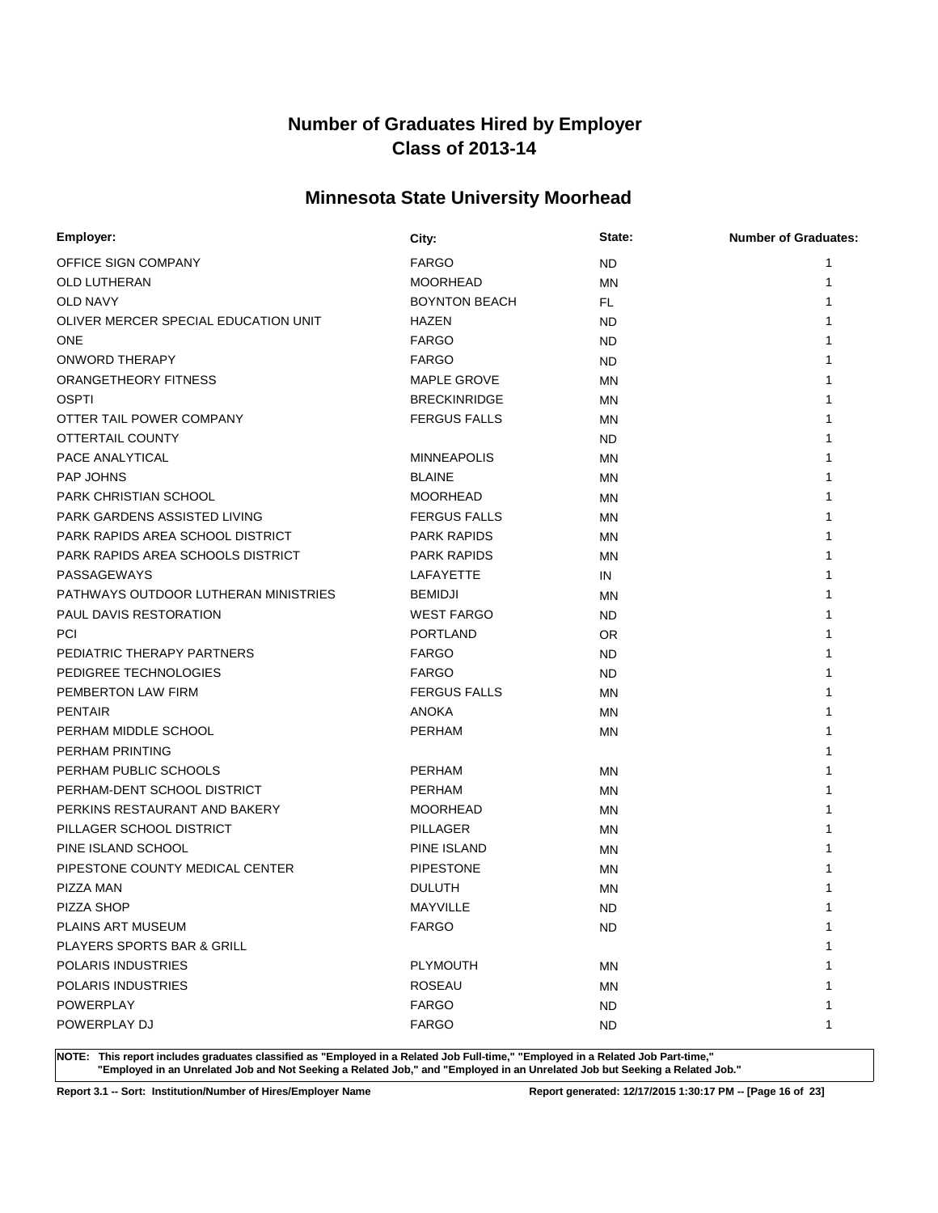# Number of Graduates Hired by Employer
# Class of 2013-14

## Minnesota State University Moorhead

| Employer: | City: | State: | Number of Graduates: |
|---|---|---|---|
| OFFICE SIGN COMPANY | FARGO | ND | 1 |
| OLD LUTHERAN | MOORHEAD | MN | 1 |
| OLD NAVY | BOYNTON BEACH | FL | 1 |
| OLIVER MERCER SPECIAL EDUCATION UNIT | HAZEN | ND | 1 |
| ONE | FARGO | ND | 1 |
| ONWORD THERAPY | FARGO | ND | 1 |
| ORANGETHEORY FITNESS | MAPLE GROVE | MN | 1 |
| OSPTI | BRECKINRIDGE | MN | 1 |
| OTTER TAIL POWER COMPANY | FERGUS FALLS | MN | 1 |
| OTTERTAIL COUNTY | | ND | 1 |
| PACE ANALYTICAL | MINNEAPOLIS | MN | 1 |
| PAP JOHNS | BLAINE | MN | 1 |
| PARK CHRISTIAN SCHOOL | MOORHEAD | MN | 1 |
| PARK GARDENS ASSISTED LIVING | FERGUS FALLS | MN | 1 |
| PARK RAPIDS AREA SCHOOL DISTRICT | PARK RAPIDS | MN | 1 |
| PARK RAPIDS AREA SCHOOLS DISTRICT | PARK RAPIDS | MN | 1 |
| PASSAGEWAYS | LAFAYETTE | IN | 1 |
| PATHWAYS OUTDOOR LUTHERAN MINISTRIES | BEMIDJI | MN | 1 |
| PAUL DAVIS RESTORATION | WEST FARGO | ND | 1 |
| PCI | PORTLAND | OR | 1 |
| PEDIATRIC THERAPY PARTNERS | FARGO | ND | 1 |
| PEDIGREE TECHNOLOGIES | FARGO | ND | 1 |
| PEMBERTON LAW FIRM | FERGUS FALLS | MN | 1 |
| PENTAIR | ANOKA | MN | 1 |
| PERHAM MIDDLE SCHOOL | PERHAM | MN | 1 |
| PERHAM PRINTING | | | 1 |
| PERHAM PUBLIC SCHOOLS | PERHAM | MN | 1 |
| PERHAM-DENT SCHOOL DISTRICT | PERHAM | MN | 1 |
| PERKINS RESTAURANT AND BAKERY | MOORHEAD | MN | 1 |
| PILLAGER SCHOOL DISTRICT | PILLAGER | MN | 1 |
| PINE ISLAND SCHOOL | PINE ISLAND | MN | 1 |
| PIPESTONE COUNTY MEDICAL CENTER | PIPESTONE | MN | 1 |
| PIZZA MAN | DULUTH | MN | 1 |
| PIZZA SHOP | MAYVILLE | ND | 1 |
| PLAINS ART MUSEUM | FARGO | ND | 1 |
| PLAYERS SPORTS BAR & GRILL | | | 1 |
| POLARIS INDUSTRIES | PLYMOUTH | MN | 1 |
| POLARIS INDUSTRIES | ROSEAU | MN | 1 |
| POWERPLAY | FARGO | ND | 1 |
| POWERPLAY DJ | FARGO | ND | 1 |

**NOTE: This report includes graduates classified as "Employed in a Related Job Full-time," "Employed in a Related Job Part-time," "Employed in an Unrelated Job and Not Seeking a Related Job," and "Employed in an Unrelated Job but Seeking a Related Job."**

**Report 3.1 -- Sort: Institution/Number of Hires/Employer Name** **Report generated: 12/17/2015 1:30:17 PM**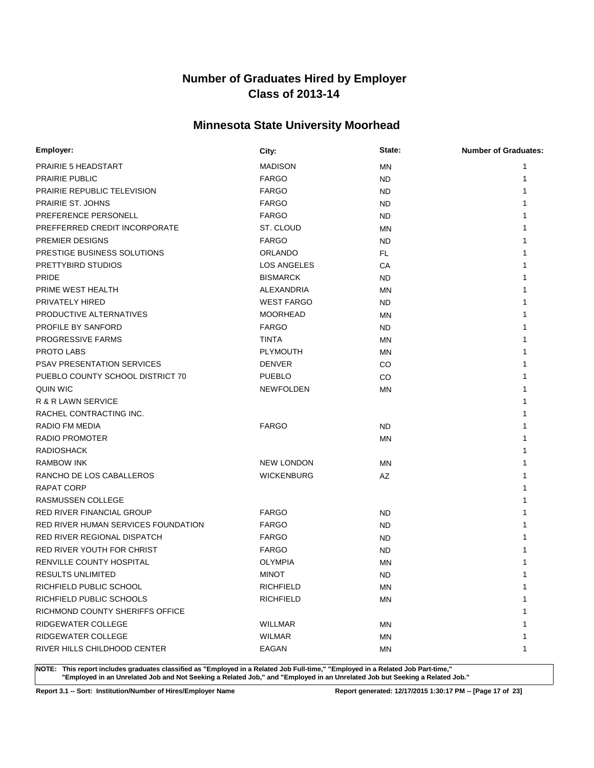# Number of Graduates Hired by Employer
# Class of 2013-14

## Minnesota State University Moorhead

| Employer: | City: | State: | Number of Graduates: |
|---|---|---|---|
| PRAIRIE 5 HEADSTART | MADISON | MN | 1 |
| PRAIRIE PUBLIC | FARGO | ND | 1 |
| PRAIRIE REPUBLIC TELEVISION | FARGO | ND | 1 |
| PRAIRIE ST. JOHNS | FARGO | ND | 1 |
| PREFERENCE PERSONELL | FARGO | ND | 1 |
| PREFFERRED CREDIT INCORPORATE | ST. CLOUD | MN | 1 |
| PREMIER DESIGNS | FARGO | ND | 1 |
| PRESTIGE BUSINESS SOLUTIONS | ORLANDO | FL | 1 |
| PRETTYBIRD STUDIOS | LOS ANGELES | CA | 1 |
| PRIDE | BISMARCK | ND | 1 |
| PRIME WEST HEALTH | ALEXANDRIA | MN | 1 |
| PRIVATELY HIRED | WEST FARGO | ND | 1 |
| PRODUCTIVE ALTERNATIVES | MOORHEAD | MN | 1 |
| PROFILE BY SANFORD | FARGO | ND | 1 |
| PROGRESSIVE FARMS | TINTA | MN | 1 |
| PROTO LABS | PLYMOUTH | MN | 1 |
| PSAV PRESENTATION SERVICES | DENVER | CO | 1 |
| PUEBLO COUNTY SCHOOL DISTRICT 70 | PUEBLO | CO | 1 |
| QUIN WIC | NEWFOLDEN | MN | 1 |
| R & R LAWN SERVICE | | | 1 |
| RACHEL CONTRACTING INC. | | | 1 |
| RADIO FM MEDIA | FARGO | ND | 1 |
| RADIO PROMOTER | | MN | 1 |
| RADIOSHACK | | | 1 |
| RAMBOW INK | NEW LONDON | MN | 1 |
| RANCHO DE LOS CABALLEROS | WICKENBURG | AZ | 1 |
| RAPAT CORP | | | 1 |
| RASMUSSEN COLLEGE | | | 1 |
| RED RIVER FINANCIAL GROUP | FARGO | ND | 1 |
| RED RIVER HUMAN SERVICES FOUNDATION | FARGO | ND | 1 |
| RED RIVER REGIONAL DISPATCH | FARGO | ND | 1 |
| RED RIVER YOUTH FOR CHRIST | FARGO | ND | 1 |
| RENVILLE COUNTY HOSPITAL | OLYMPIA | MN | 1 |
| RESULTS UNLIMITED | MINOT | ND | 1 |
| RICHFIELD PUBLIC SCHOOL | RICHFIELD | MN | 1 |
| RICHFIELD PUBLIC SCHOOLS | RICHFIELD | MN | 1 |
| RICHMOND COUNTY SHERIFFS OFFICE | | | 1 |
| RIDGEWATER COLLEGE | WILLMAR | MN | 1 |
| RIDGEWATER COLLEGE | WILMAR | MN | 1 |
| RIVER HILLS CHILDHOOD CENTER | EAGAN | MN | 1 |

**NOTE: This report includes graduates classified as "Employed in a Related Job Full-time," "Employed in a Related Job Part-time," "Employed in an Unrelated Job and Not Seeking a Related Job," and "Employed in an Unrelated Job but Seeking a Related Job."**

**Report 3.1 -- Sort: Institution/Number of Hires/Employer Name** **Report generated: 12/17/2015 1:30:17 PM**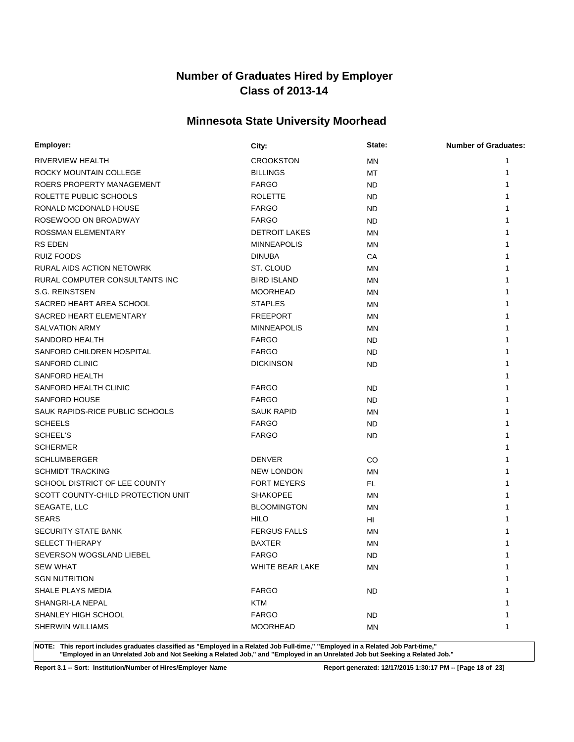# Number of Graduates Hired by Employer
# Class of 2013-14

## Minnesota State University Moorhead

| Employer: | City: | State: | Number of Graduates: |
|---|---|---|---|
| RIVERVIEW HEALTH | CROOKSTON | MN | 1 |
| ROCKY MOUNTAIN COLLEGE | BILLINGS | MT | 1 |
| ROERS PROPERTY MANAGEMENT | FARGO | ND | 1 |
| ROLETTE PUBLIC SCHOOLS | ROLETTE | ND | 1 |
| RONALD MCDONALD HOUSE | FARGO | ND | 1 |
| ROSEWOOD ON BROADWAY | FARGO | ND | 1 |
| ROSSMAN ELEMENTARY | DETROIT LAKES | MN | 1 |
| RS EDEN | MINNEAPOLIS | MN | 1 |
| RUIZ FOODS | DINUBA | CA | 1 |
| RURAL AIDS ACTION NETOWRK | ST. CLOUD | MN | 1 |
| RURAL COMPUTER CONSULTANTS INC | BIRD ISLAND | MN | 1 |
| S.G. REINSTSEN | MOORHEAD | MN | 1 |
| SACRED HEART AREA SCHOOL | STAPLES | MN | 1 |
| SACRED HEART ELEMENTARY | FREEPORT | MN | 1 |
| SALVATION ARMY | MINNEAPOLIS | MN | 1 |
| SANDORD HEALTH | FARGO | ND | 1 |
| SANFORD CHILDREN HOSPITAL | FARGO | ND | 1 |
| SANFORD CLINIC | DICKINSON | ND | 1 |
| SANFORD HEALTH | | | 1 |
| SANFORD HEALTH CLINIC | FARGO | ND | 1 |
| SANFORD HOUSE | FARGO | ND | 1 |
| SAUK RAPIDS-RICE PUBLIC SCHOOLS | SAUK RAPID | MN | 1 |
| SCHEELS | FARGO | ND | 1 |
| SCHEEL'S | FARGO | ND | 1 |
| SCHERMER | | | 1 |
| SCHLUMBERGER | DENVER | CO | 1 |
| SCHMIDT TRACKING | NEW LONDON | MN | 1 |
| SCHOOL DISTRICT OF LEE COUNTY | FORT MEYERS | FL | 1 |
| SCOTT COUNTY-CHILD PROTECTION UNIT | SHAKOPEE | MN | 1 |
| SEAGATE, LLC | BLOOMINGTON | MN | 1 |
| SEARS | HILO | HI | 1 |
| SECURITY STATE BANK | FERGUS FALLS | MN | 1 |
| SELECT THERAPY | BAXTER | MN | 1 |
| SEVERSON WOGSLAND LIEBEL | FARGO | ND | 1 |
| SEW WHAT | WHITE BEAR LAKE | MN | 1 |
| SGN NUTRITION | | | 1 |
| SHALE PLAYS MEDIA | FARGO | ND | 1 |
| SHANGRI-LA NEPAL | KTM | | 1 |
| SHANLEY HIGH SCHOOL | FARGO | ND | 1 |
| SHERWIN WILLIAMS | MOORHEAD | MN | 1 |

**NOTE: This report includes graduates classified as "Employed in a Related Job Full-time," "Employed in a Related Job Part-time," "Employed in an Unrelated Job and Not Seeking a Related Job," and "Employed in an Unrelated Job but Seeking a Related Job."**

**Report 3.1 -- Sort: Institution/Number of Hires/Employer Name** **Report generated: 12/17/2015 1:30:17 PM**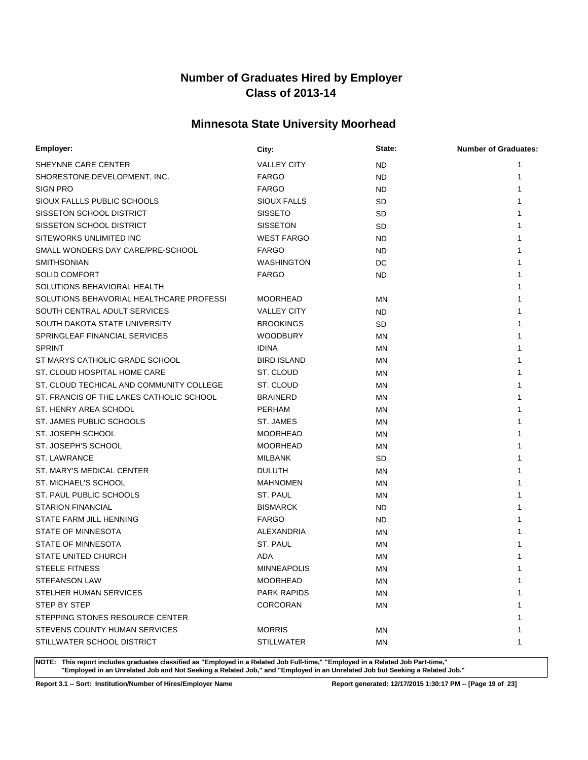# Number of Graduates Hired by Employer
# Class of 2013-14

## Minnesota State University Moorhead

| Employer: | City: | State: | Number of Graduates: |
|---|---|---|---|
| SHEYNNE CARE CENTER | VALLEY CITY | ND | 1 |
| SHORESTONE DEVELOPMENT, INC. | FARGO | ND | 1 |
| SIGN PRO | FARGO | ND | 1 |
| SIOUX FALLLS PUBLIC SCHOOLS | SIOUX FALLS | SD | 1 |
| SISSETON SCHOOL DISTRICT | SISSETO | SD | 1 |
| SISSETON SCHOOL DISTRICT | SISSETON | SD | 1 |
| SITEWORKS UNLIMITED INC | WEST FARGO | ND | 1 |
| SMALL WONDERS DAY CARE/PRE-SCHOOL | FARGO | ND | 1 |
| SMITHSONIAN | WASHINGTON | DC | 1 |
| SOLID COMFORT | FARGO | ND | 1 |
| SOLUTIONS BEHAVIORAL HEALTH | | | 1 |
| SOLUTIONS BEHAVORIAL HEALTHCARE PROFESSI | MOORHEAD | MN | 1 |
| SOUTH CENTRAL ADULT SERVICES | VALLEY CITY | ND | 1 |
| SOUTH DAKOTA STATE UNIVERSITY | BROOKINGS | SD | 1 |
| SPRINGLEAF FINANCIAL SERVICES | WOODBURY | MN | 1 |
| SPRINT | IDINA | MN | 1 |
| ST MARYS CATHOLIC GRADE SCHOOL | BIRD ISLAND | MN | 1 |
| ST. CLOUD HOSPITAL HOME CARE | ST. CLOUD | MN | 1 |
| ST. CLOUD TECHICAL AND COMMUNITY COLLEGE | ST. CLOUD | MN | 1 |
| ST. FRANCIS OF THE LAKES CATHOLIC SCHOOL | BRAINERD | MN | 1 |
| ST. HENRY AREA SCHOOL | PERHAM | MN | 1 |
| ST. JAMES PUBLIC SCHOOLS | ST. JAMES | MN | 1 |
| ST. JOSEPH SCHOOL | MOORHEAD | MN | 1 |
| ST. JOSEPH'S SCHOOL | MOORHEAD | MN | 1 |
| ST. LAWRANCE | MILBANK | SD | 1 |
| ST. MARY'S MEDICAL CENTER | DULUTH | MN | 1 |
| ST. MICHAEL'S SCHOOL | MAHNOMEN | MN | 1 |
| ST. PAUL PUBLIC SCHOOLS | ST. PAUL | MN | 1 |
| STARION FINANCIAL | BISMARCK | ND | 1 |
| STATE FARM JILL HENNING | FARGO | ND | 1 |
| STATE OF MINNESOTA | ALEXANDRIA | MN | 1 |
| STATE OF MINNESOTA | ST. PAUL | MN | 1 |
| STATE UNITED CHURCH | ADA | MN | 1 |
| STEELE FITNESS | MINNEAPOLIS | MN | 1 |
| STEFANSON LAW | MOORHEAD | MN | 1 |
| STELHER HUMAN SERVICES | PARK RAPIDS | MN | 1 |
| STEP BY STEP | CORCORAN | MN | 1 |
| STEPPING STONES RESOURCE CENTER | | | 1 |
| STEVENS COUNTY HUMAN SERVICES | MORRIS | MN | 1 |
| STILLWATER SCHOOL DISTRICT | STILLWATER | MN | 1 |

**NOTE: This report includes graduates classified as "Employed in a Related Job Full-time," "Employed in a Related Job Part-time," "Employed in an Unrelated Job and Not Seeking a Related Job," and "Employed in an Unrelated Job but Seeking a Related Job."**

**Report 3.1 -- Sort: Institution/Number of Hires/Employer Name** | **Report generated: 12/17/2015 1:30:17 PM**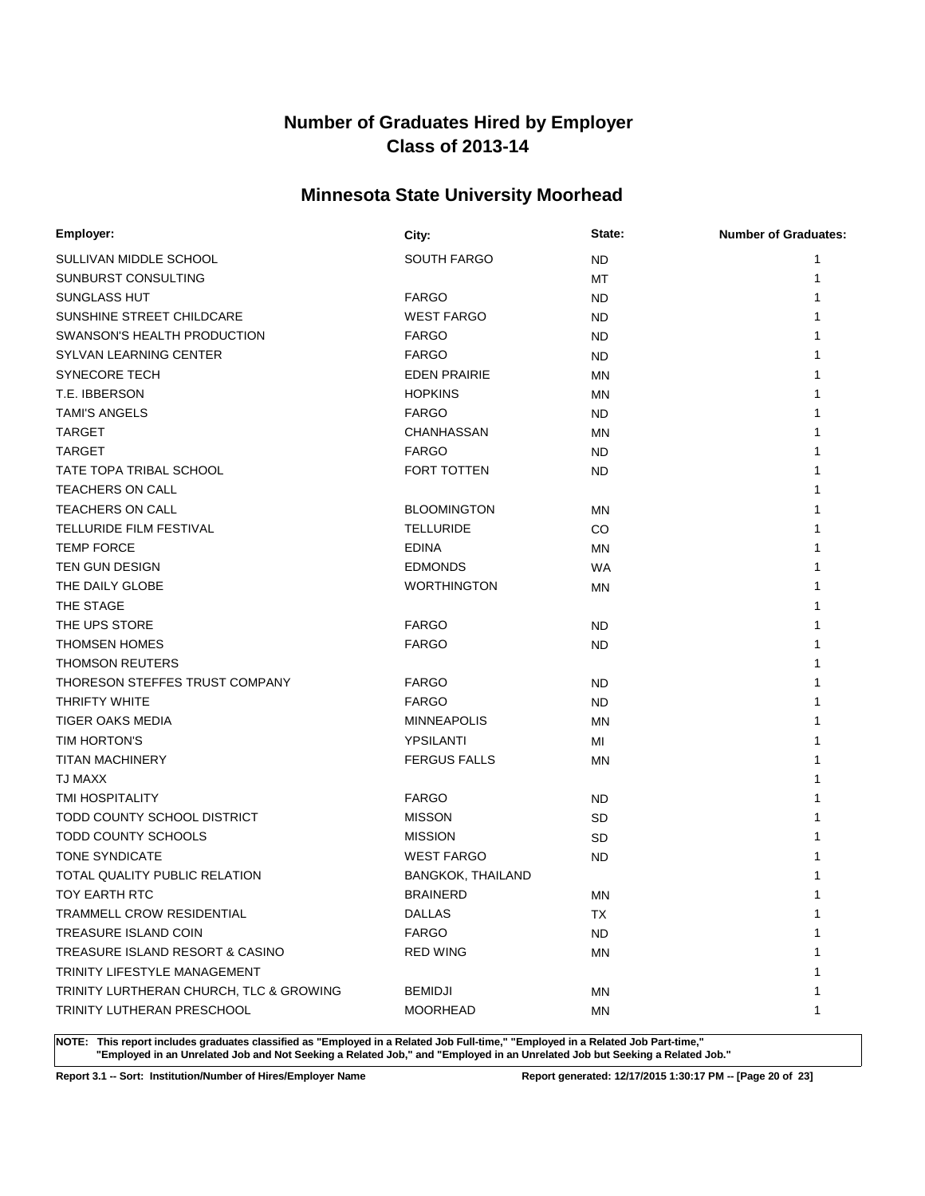# Number of Graduates Hired by Employer
## Class of 2013-14

## Minnesota State University Moorhead

| Employer: | City: | State: | Number of Graduates: |
|---|---|---|---|
| SULLIVAN MIDDLE SCHOOL | SOUTH FARGO | ND | 1 |
| SUNBURST CONSULTING | | MT | 1 |
| SUNGLASS HUT | FARGO | ND | 1 |
| SUNSHINE STREET CHILDCARE | WEST FARGO | ND | 1 |
| SWANSON'S HEALTH PRODUCTION | FARGO | ND | 1 |
| SYLVAN LEARNING CENTER | FARGO | ND | 1 |
| SYNECORE TECH | EDEN PRAIRIE | MN | 1 |
| T.E. IBBERSON | HOPKINS | MN | 1 |
| TAMI'S ANGELS | FARGO | ND | 1 |
| TARGET | CHANHASSAN | MN | 1 |
| TARGET | FARGO | ND | 1 |
| TATE TOPA TRIBAL SCHOOL | FORT TOTTEN | ND | 1 |
| TEACHERS ON CALL | | | 1 |
| TEACHERS ON CALL | BLOOMINGTON | MN | 1 |
| TELLURIDE FILM FESTIVAL | TELLURIDE | CO | 1 |
| TEMP FORCE | EDINA | MN | 1 |
| TEN GUN DESIGN | EDMONDS | WA | 1 |
| THE DAILY GLOBE | WORTHINGTON | MN | 1 |
| THE STAGE | | | 1 |
| THE UPS STORE | FARGO | ND | 1 |
| THOMSEN HOMES | FARGO | ND | 1 |
| THOMSON REUTERS | | | 1 |
| THORESON STEFFES TRUST COMPANY | FARGO | ND | 1 |
| THRIFTY WHITE | FARGO | ND | 1 |
| TIGER OAKS MEDIA | MINNEAPOLIS | MN | 1 |
| TIM HORTON'S | YPSILANTI | MI | 1 |
| TITAN MACHINERY | FERGUS FALLS | MN | 1 |
| TJ MAXX | | | 1 |
| TMI HOSPITALITY | FARGO | ND | 1 |
| TODD COUNTY SCHOOL DISTRICT | MISSON | SD | 1 |
| TODD COUNTY SCHOOLS | MISSION | SD | 1 |
| TONE SYNDICATE | WEST FARGO | ND | 1 |
| TOTAL QUALITY PUBLIC RELATION | BANGKOK, THAILAND | | 1 |
| TOY EARTH RTC | BRAINERD | MN | 1 |
| TRAMMELL CROW RESIDENTIAL | DALLAS | TX | 1 |
| TREASURE ISLAND COIN | FARGO | ND | 1 |
| TREASURE ISLAND RESORT & CASINO | RED WING | MN | 1 |
| TRINITY LIFESTYLE MANAGEMENT | | | 1 |
| TRINITY LURTHERAN CHURCH, TLC & GROWING | BEMIDJI | MN | 1 |
| TRINITY LUTHERAN PRESCHOOL | MOORHEAD | MN | 1 |

**NOTE: This report includes graduates classified as "Employed in a Related Job Full-time," "Employed in a Related Job Part-time," "Employed in an Unrelated Job and Not Seeking a Related Job," and "Employed in an Unrelated Job but Seeking a Related Job."**

**Report 3.1 -- Sort: Institution/Number of Hires/Employer Name** **Report generated: 12/17/2015 1:30:17 PM**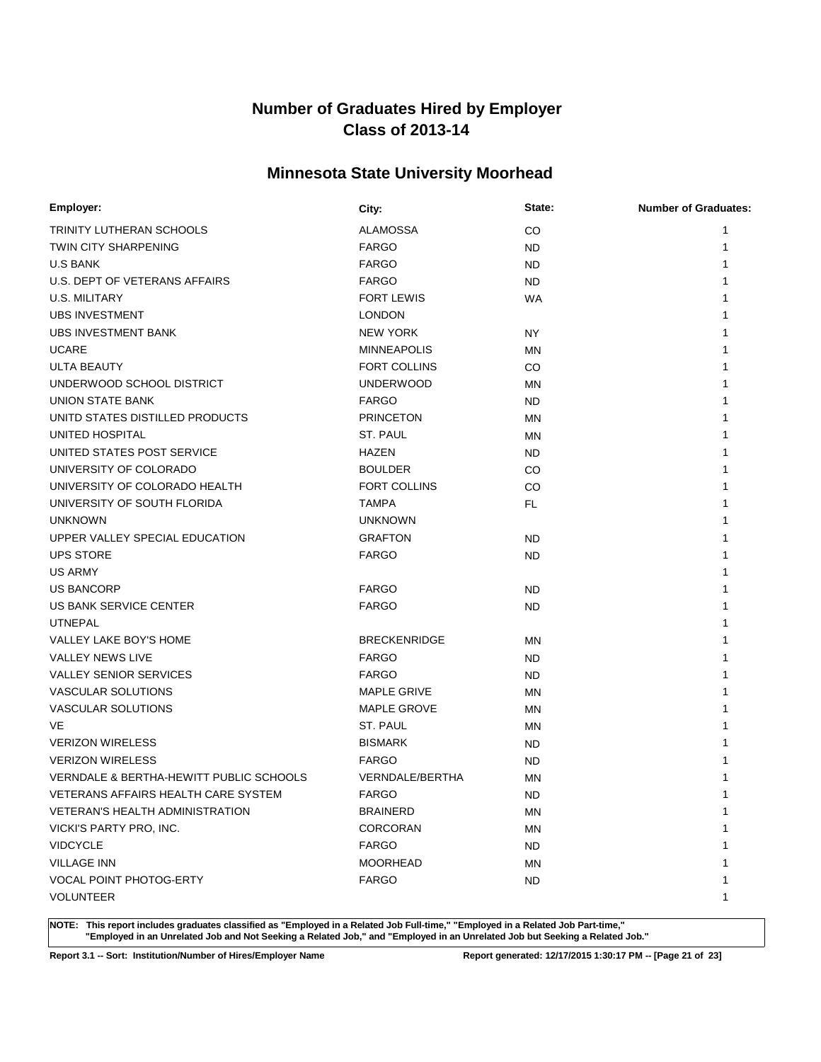# Number of Graduates Hired by Employer
# Class of 2013-14

## Minnesota State University Moorhead

| Employer: | City: | State: | Number of Graduates: |
|---|---|---|---|
| TRINITY LUTHERAN SCHOOLS | ALAMOSSA | CO | 1 |
| TWIN CITY SHARPENING | FARGO | ND | 1 |
| U.S BANK | FARGO | ND | 1 |
| U.S. DEPT OF VETERANS AFFAIRS | FARGO | ND | 1 |
| U.S. MILITARY | FORT LEWIS | WA | 1 |
| UBS INVESTMENT | LONDON | | 1 |
| UBS INVESTMENT BANK | NEW YORK | NY | 1 |
| UCARE | MINNEAPOLIS | MN | 1 |
| ULTA BEAUTY | FORT COLLINS | CO | 1 |
| UNDERWOOD SCHOOL DISTRICT | UNDERWOOD | MN | 1 |
| UNION STATE BANK | FARGO | ND | 1 |
| UNITD STATES DISTILLED PRODUCTS | PRINCETON | MN | 1 |
| UNITED HOSPITAL | ST. PAUL | MN | 1 |
| UNITED STATES POST SERVICE | HAZEN | ND | 1 |
| UNIVERSITY OF COLORADO | BOULDER | CO | 1 |
| UNIVERSITY OF COLORADO HEALTH | FORT COLLINS | CO | 1 |
| UNIVERSITY OF SOUTH FLORIDA | TAMPA | FL | 1 |
| UNKNOWN | UNKNOWN | | 1 |
| UPPER VALLEY SPECIAL EDUCATION | GRAFTON | ND | 1 |
| UPS STORE | FARGO | ND | 1 |
| US ARMY | | | 1 |
| US BANCORP | FARGO | ND | 1 |
| US BANK SERVICE CENTER | FARGO | ND | 1 |
| UTNEPAL | | | 1 |
| VALLEY LAKE BOY'S HOME | BRECKENRIDGE | MN | 1 |
| VALLEY NEWS LIVE | FARGO | ND | 1 |
| VALLEY SENIOR SERVICES | FARGO | ND | 1 |
| VASCULAR SOLUTIONS | MAPLE GRIVE | MN | 1 |
| VASCULAR SOLUTIONS | MAPLE GROVE | MN | 1 |
| VE | ST. PAUL | MN | 1 |
| VERIZON WIRELESS | BISMARK | ND | 1 |
| VERIZON WIRELESS | FARGO | ND | 1 |
| VERNDALE & BERTHA-HEWITT PUBLIC SCHOOLS | VERNDALE/BERTHA | MN | 1 |
| VETERANS AFFAIRS HEALTH CARE SYSTEM | FARGO | ND | 1 |
| VETERAN'S HEALTH ADMINISTRATION | BRAINERD | MN | 1 |
| VICKI'S PARTY PRO, INC. | CORCORAN | MN | 1 |
| VIDCYCLE | FARGO | ND | 1 |
| VILLAGE INN | MOORHEAD | MN | 1 |
| VOCAL POINT PHOTOG-ERTY | FARGO | ND | 1 |
| VOLUNTEER | | | 1 |

**NOTE: This report includes graduates classified as "Employed in a Related Job Full-time," "Employed in a Related Job Part-time," "Employed in an Unrelated Job and Not Seeking a Related Job," and "Employed in an Unrelated Job but Seeking a Related Job."**

**Report 3.1 -- Sort: Institution/Number of Hires/Employer Name** **Report generated: 12/17/2015 1:30:17 PM**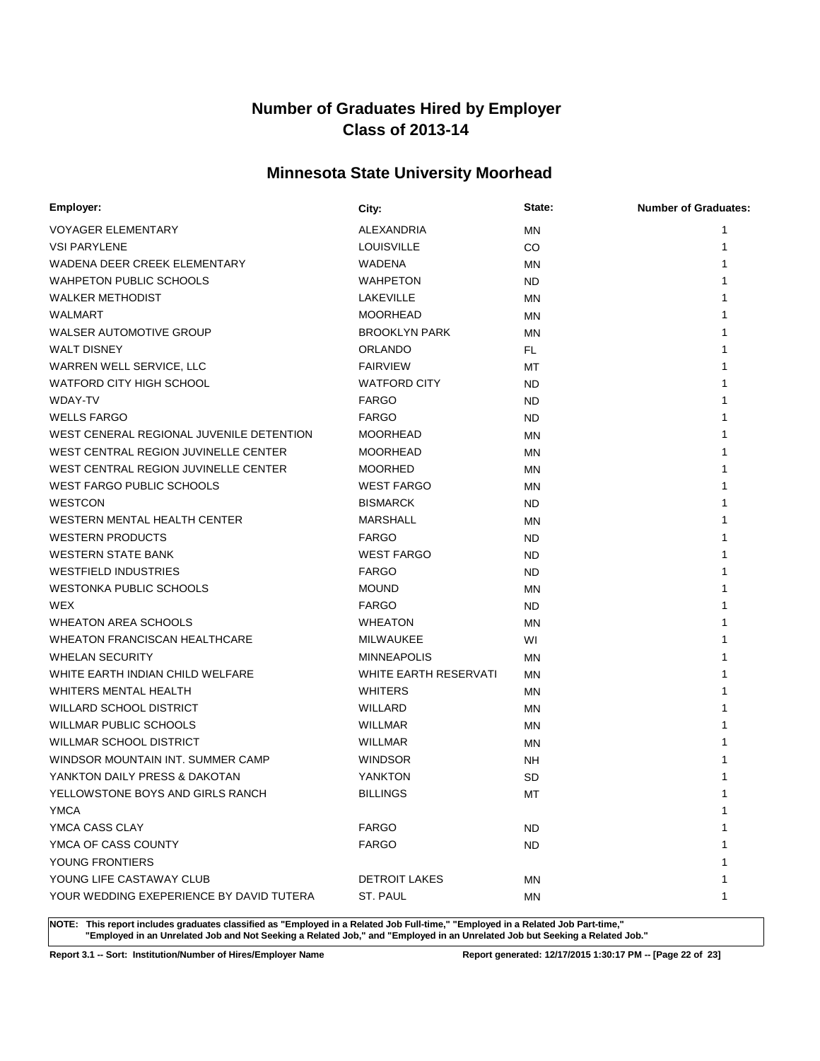# Number of Graduates Hired by Employer
# Class of 2013-14

## Minnesota State University Moorhead

| Employer: | City: | State: | Number of Graduates: |
|---|---|---|---|
| VOYAGER ELEMENTARY | ALEXANDRIA | MN | 1 |
| VSI PARYLENE | LOUISVILLE | CO | 1 |
| WADENA DEER CREEK ELEMENTARY | WADENA | MN | 1 |
| WAHPETON PUBLIC SCHOOLS | WAHPETON | ND | 1 |
| WALKER METHODIST | LAKEVILLE | MN | 1 |
| WALMART | MOORHEAD | MN | 1 |
| WALSER AUTOMOTIVE GROUP | BROOKLYN PARK | MN | 1 |
| WALT DISNEY | ORLANDO | FL | 1 |
| WARREN WELL SERVICE, LLC | FAIRVIEW | MT | 1 |
| WATFORD CITY HIGH SCHOOL | WATFORD CITY | ND | 1 |
| WDAY-TV | FARGO | ND | 1 |
| WELLS FARGO | FARGO | ND | 1 |
| WEST CENERAL REGIONAL JUVENILE DETENTION | MOORHEAD | MN | 1 |
| WEST CENTRAL REGION JUVINELLE CENTER | MOORHEAD | MN | 1 |
| WEST CENTRAL REGION JUVINELLE CENTER | MOORHED | MN | 1 |
| WEST FARGO PUBLIC SCHOOLS | WEST FARGO | MN | 1 |
| WESTCON | BISMARCK | ND | 1 |
| WESTERN MENTAL HEALTH CENTER | MARSHALL | MN | 1 |
| WESTERN PRODUCTS | FARGO | ND | 1 |
| WESTERN STATE BANK | WEST FARGO | ND | 1 |
| WESTFIELD INDUSTRIES | FARGO | ND | 1 |
| WESTONKA PUBLIC SCHOOLS | MOUND | MN | 1 |
| WEX | FARGO | ND | 1 |
| WHEATON AREA SCHOOLS | WHEATON | MN | 1 |
| WHEATON FRANCISCAN HEALTHCARE | MILWAUKEE | WI | 1 |
| WHELAN SECURITY | MINNEAPOLIS | MN | 1 |
| WHITE EARTH INDIAN CHILD WELFARE | WHITE EARTH RESERVATI | MN | 1 |
| WHITERS MENTAL HEALTH | WHITERS | MN | 1 |
| WILLARD SCHOOL DISTRICT | WILLARD | MN | 1 |
| WILLMAR PUBLIC SCHOOLS | WILLMAR | MN | 1 |
| WILLMAR SCHOOL DISTRICT | WILLMAR | MN | 1 |
| WINDSOR MOUNTAIN INT. SUMMER CAMP | WINDSOR | NH | 1 |
| YANKTON DAILY PRESS & DAKOTAN | YANKTON | SD | 1 |
| YELLOWSTONE BOYS AND GIRLS RANCH | BILLINGS | MT | 1 |
| YMCA | | | 1 |
| YMCA CASS CLAY | FARGO | ND | 1 |
| YMCA OF CASS COUNTY | FARGO | ND | 1 |
| YOUNG FRONTIERS | | | 1 |
| YOUNG LIFE CASTAWAY CLUB | DETROIT LAKES | MN | 1 |
| YOUR WEDDING EXEPERIENCE BY DAVID TUTERA | ST. PAUL | MN | 1 |

**NOTE: This report includes graduates classified as "Employed in a Related Job Full-time," "Employed in a Related Job Part-time," "Employed in an Unrelated Job and Not Seeking a Related Job," and "Employed in an Unrelated Job but Seeking a Related Job."**

**Report 3.1 -- Sort: Institution/Number of Hires/Employer Name** | **Report generated: 12/17/2015 1:30:17 PM**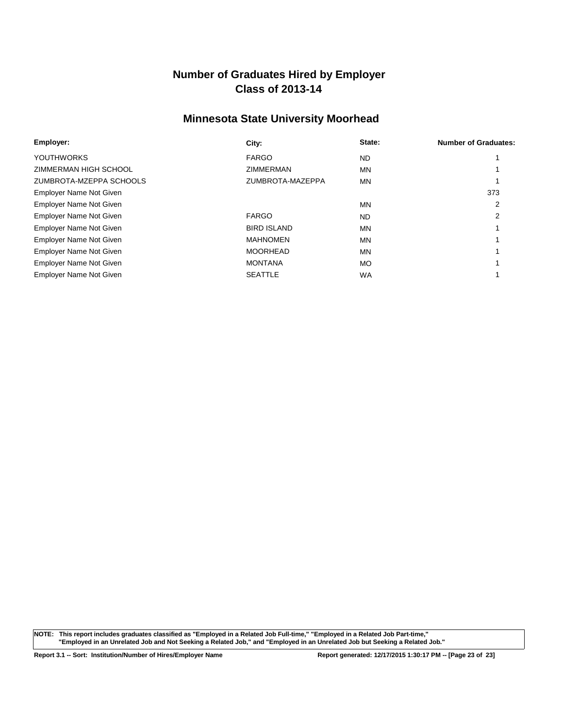# Number of Graduates Hired by Employer
# Class of 2013-14

## Minnesota State University Moorhead

| Employer: | City: | State: | Number of Graduates: |
|---|---|---|---|
| YOUTHWORKS | FARGO | ND | 1 |
| ZIMMERMAN HIGH SCHOOL | ZIMMERMAN | MN | 1 |
| ZUMBROTA-MZEPPA SCHOOLS | ZUMBROTA-MAZEPPA | MN | 1 |
| Employer Name Not Given | | | 373 |
| Employer Name Not Given | | MN | 2 |
| Employer Name Not Given | FARGO | ND | 2 |
| Employer Name Not Given | BIRD ISLAND | MN | 1 |
| Employer Name Not Given | MAHNOMEN | MN | 1 |
| Employer Name Not Given | MOORHEAD | MN | 1 |
| Employer Name Not Given | MONTANA | MO | 1 |
| Employer Name Not Given | SEATTLE | WA | 1 |

**NOTE: This report includes graduates classified as "Employed in a Related Job Full-time," "Employed in a Related Job Part-time," "Employed in an Unrelated Job and Not Seeking a Related Job," and "Employed in an Unrelated Job but Seeking a Related Job."**

**Report 3.1 -- Sort: Institution/Number of Hires/Employer Name** **Report generated: 12/17/2015 1:30:17 PM**